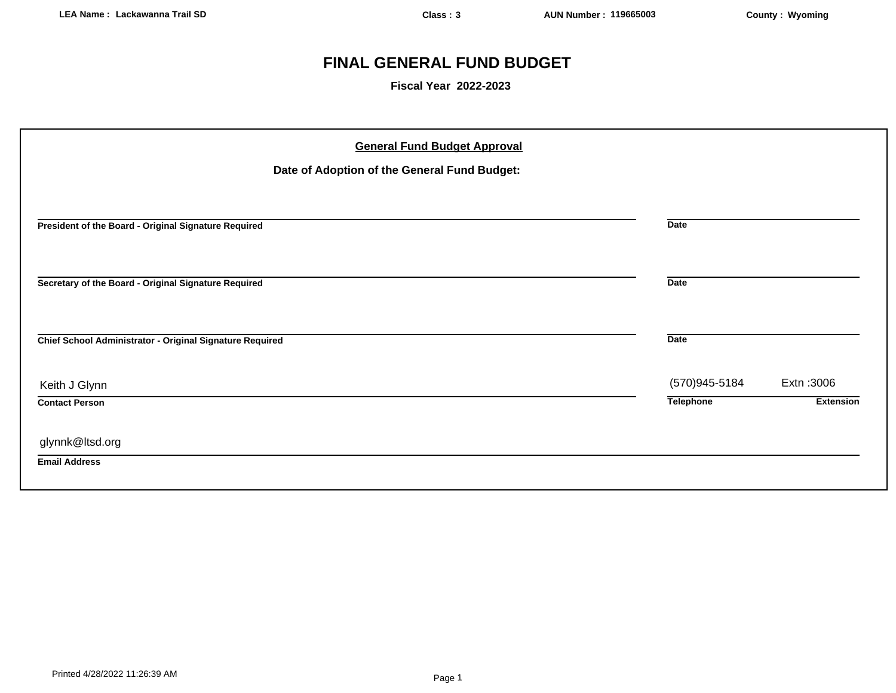LEA Name : Lackawanna Trail SD | Class : 3 | AUN Number : 119665003 | County : Wyoming

# FINAL GENERAL FUND BUDGET

**Fiscal Year 2022-2023**

## General Fund Budget Approval

**Date of Adoption of the General Fund Budget:**

| | |
|---|---|
| **President of the Board - Original Signature Required** | **Date** |
| **Secretary of the Board - Original Signature Required** | **Date** |
| **Chief School Administrator - Original Signature Required** | **Date** |

| Contact Person | Telephone | Extension |
|---|---|---|
| Keith J Glynn | (570)945-5184 | Extn :3006 |

**Email Address:** glynnk@ltsd.org

Printed 4/28/2022 11:26:39 AM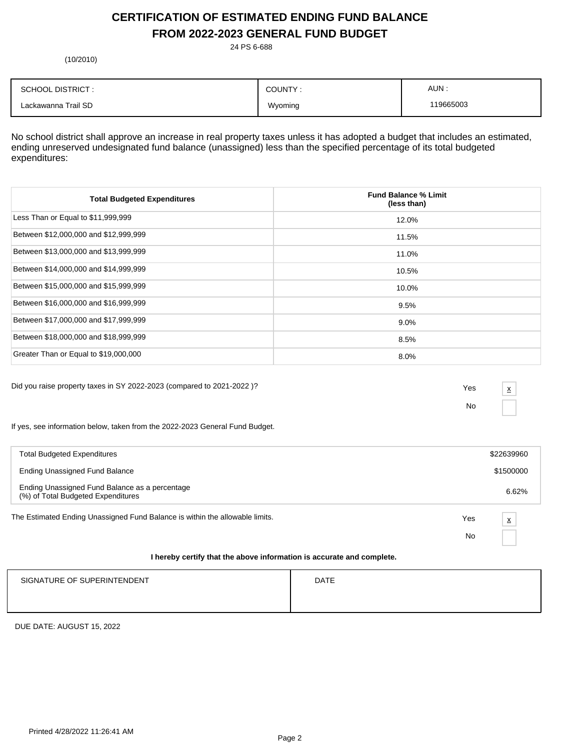# CERTIFICATION OF ESTIMATED ENDING FUND BALANCE FROM 2022-2023 GENERAL FUND BUDGET

24 PS 6-688

(10/2010)

| SCHOOL DISTRICT : | COUNTY : | AUN : |
|---|---|---|
| Lackawanna Trail SD | Wyoming | 119665003 |

No school district shall approve an increase in real property taxes unless it has adopted a budget that includes an estimated, ending unreserved undesignated fund balance (unassigned) less than the specified percentage of its total budgeted expenditures:

| Total Budgeted Expenditures | Fund Balance % Limit (less than) |
|---|---|
| Less Than or Equal to $11,999,999 | 12.0% |
| Between $12,000,000 and $12,999,999 | 11.5% |
| Between $13,000,000 and $13,999,999 | 11.0% |
| Between $14,000,000 and $14,999,999 | 10.5% |
| Between $15,000,000 and $15,999,999 | 10.0% |
| Between $16,000,000 and $16,999,999 | 9.5% |
| Between $17,000,000 and $17,999,999 | 9.0% |
| Between $18,000,000 and $18,999,999 | 8.5% |
| Greater Than or Equal to $19,000,000 | 8.0% |

Did you raise property taxes in SY 2022-2023 (compared to 2021-2022 )?

Yes [x]

No [ ]

If yes, see information below, taken from the 2022-2023 General Fund Budget.

| | |
|---|---|
| Total Budgeted Expenditures | $22639960 |
| Ending Unassigned Fund Balance | $1500000 |
| Ending Unassigned Fund Balance as a percentage (%) of Total Budgeted Expenditures | 6.62% |

The Estimated Ending Unassigned Fund Balance is within the allowable limits.

Yes [x]

No [ ]

**I hereby certify that the above information is accurate and complete.**

| SIGNATURE OF SUPERINTENDENT | DATE |
|---|---|
| | |

DUE DATE: AUGUST 15, 2022

Printed 4/28/2022 11:26:41 AM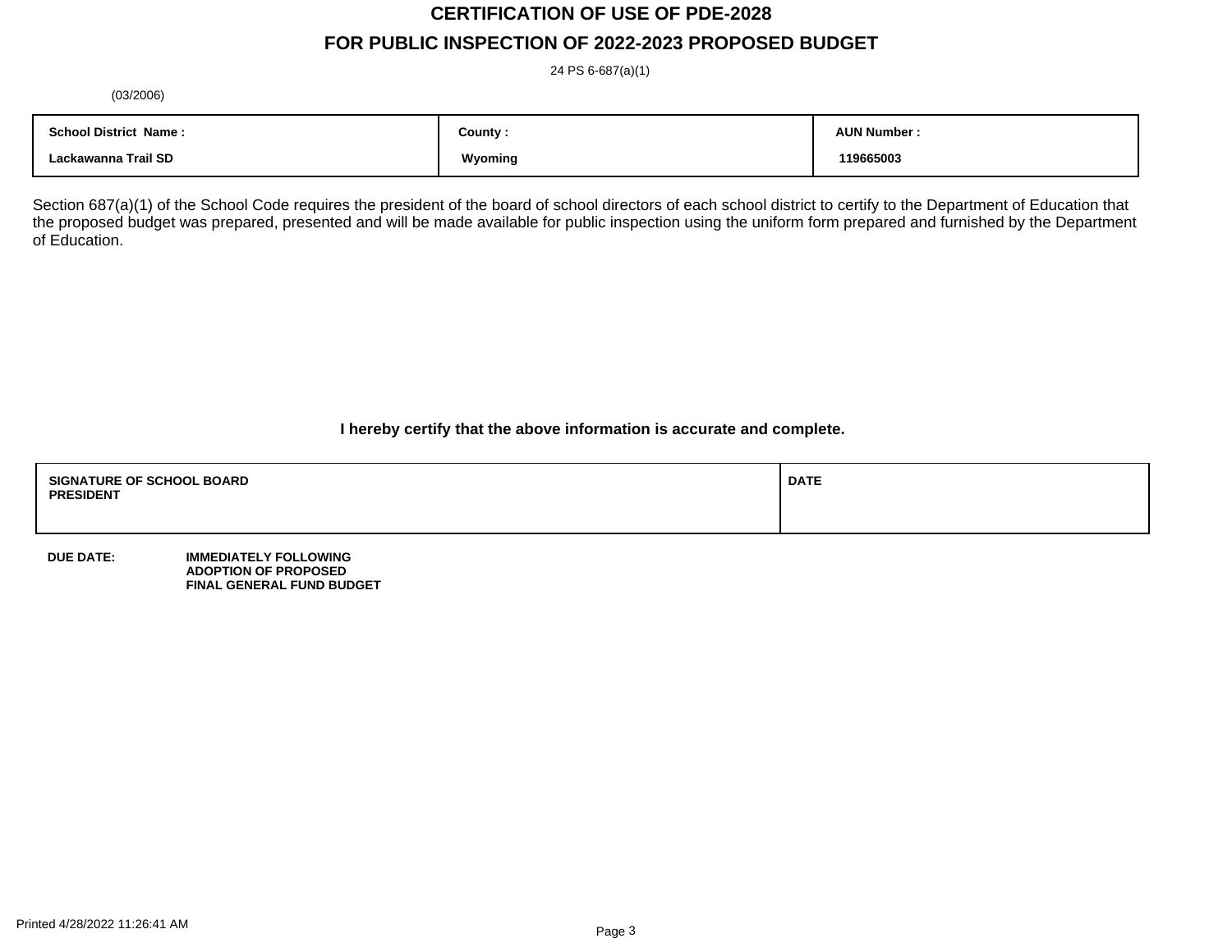# CERTIFICATION OF USE OF PDE-2028

## FOR PUBLIC INSPECTION OF 2022-2023 PROPOSED BUDGET

24 PS 6-687(a)(1)

(03/2006)

| School District Name : | County : | AUN Number : |
|---|---|---|
| Lackawanna Trail SD | Wyoming | 119665003 |

Section 687(a)(1) of the School Code requires the president of the board of school directors of each school district to certify to the Department of Education that the proposed budget was prepared, presented and will be made available for public inspection using the uniform form prepared and furnished by the Department of Education.

**I hereby certify that the above information is accurate and complete.**

| SIGNATURE OF SCHOOL BOARD PRESIDENT | DATE |
|---|---|
| | |

**DUE DATE:** **IMMEDIATELY FOLLOWING ADOPTION OF PROPOSED FINAL GENERAL FUND BUDGET**

Printed 4/28/2022 11:26:41 AM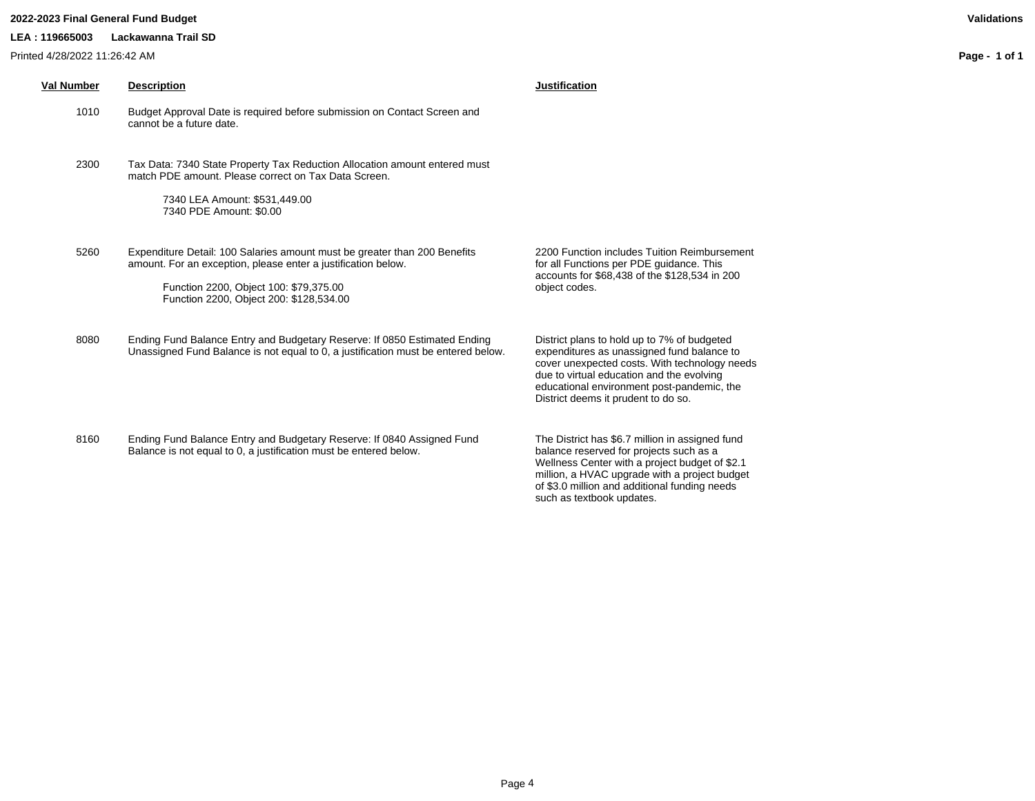**2022-2023 Final General Fund Budget**

**Validations**

**LEA : 119665003 Lackawanna Trail SD**

Printed 4/28/2022 11:26:42 AM

| Val Number | Description | Justification |
|---|---|---|
| 1010 | Budget Approval Date is required before submission on Contact Screen and cannot be a future date. | |
| 2300 | Tax Data: 7340 State Property Tax Reduction Allocation amount entered must match PDE amount. Please correct on Tax Data Screen.<br><br>7340 LEA Amount: $531,449.00<br>7340 PDE Amount: $0.00 | |
| 5260 | Expenditure Detail: 100 Salaries amount must be greater than 200 Benefits amount. For an exception, please enter a justification below.<br><br>Function 2200, Object 100: $79,375.00<br>Function 2200, Object 200: $128,534.00 | 2200 Function includes Tuition Reimbursement for all Functions per PDE guidance. This accounts for $68,438 of the $128,534 in 200 object codes. |
| 8080 | Ending Fund Balance Entry and Budgetary Reserve: If 0850 Estimated Ending Unassigned Fund Balance is not equal to 0, a justification must be entered below. | District plans to hold up to 7% of budgeted expenditures as unassigned fund balance to cover unexpected costs. With technology needs due to virtual education and the evolving educational environment post-pandemic, the District deems it prudent to do so. |
| 8160 | Ending Fund Balance Entry and Budgetary Reserve: If 0840 Assigned Fund Balance is not equal to 0, a justification must be entered below. | The District has $6.7 million in assigned fund balance reserved for projects such as a Wellness Center with a project budget of $2.1 million, a HVAC upgrade with a project budget of $3.0 million and additional funding needs such as textbook updates. |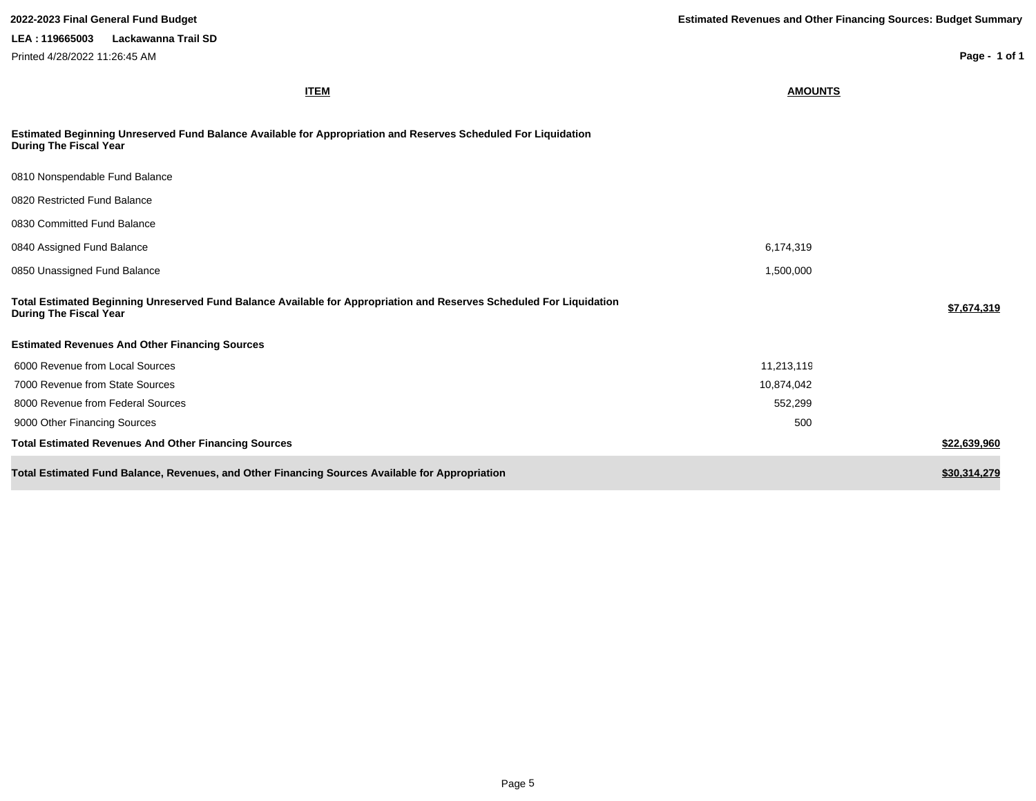**2022-2023 Final General Fund Budget**

**Estimated Revenues and Other Financing Sources: Budget Summary**

**LEA : 119665003 Lackawanna Trail SD**

Printed 4/28/2022 11:26:45 AM

| ITEM | AMOUNTS | |
|---|---|---|
| **Estimated Beginning Unreserved Fund Balance Available for Appropriation and Reserves Scheduled For Liquidation During The Fiscal Year** | | |
| 0810 Nonspendable Fund Balance | | |
| 0820 Restricted Fund Balance | | |
| 0830 Committed Fund Balance | | |
| 0840 Assigned Fund Balance | 6,174,319 | |
| 0850 Unassigned Fund Balance | 1,500,000 | |
| **Total Estimated Beginning Unreserved Fund Balance Available for Appropriation and Reserves Scheduled For Liquidation During The Fiscal Year** | | **$7,674,319** |
| **Estimated Revenues And Other Financing Sources** | | |
| 6000 Revenue from Local Sources | 11,213,119 | |
| 7000 Revenue from State Sources | 10,874,042 | |
| 8000 Revenue from Federal Sources | 552,299 | |
| 9000 Other Financing Sources | 500 | |
| **Total Estimated Revenues And Other Financing Sources** | | **$22,639,960** |
| **Total Estimated Fund Balance, Revenues, and Other Financing Sources Available for Appropriation** | | **$30,314,279** |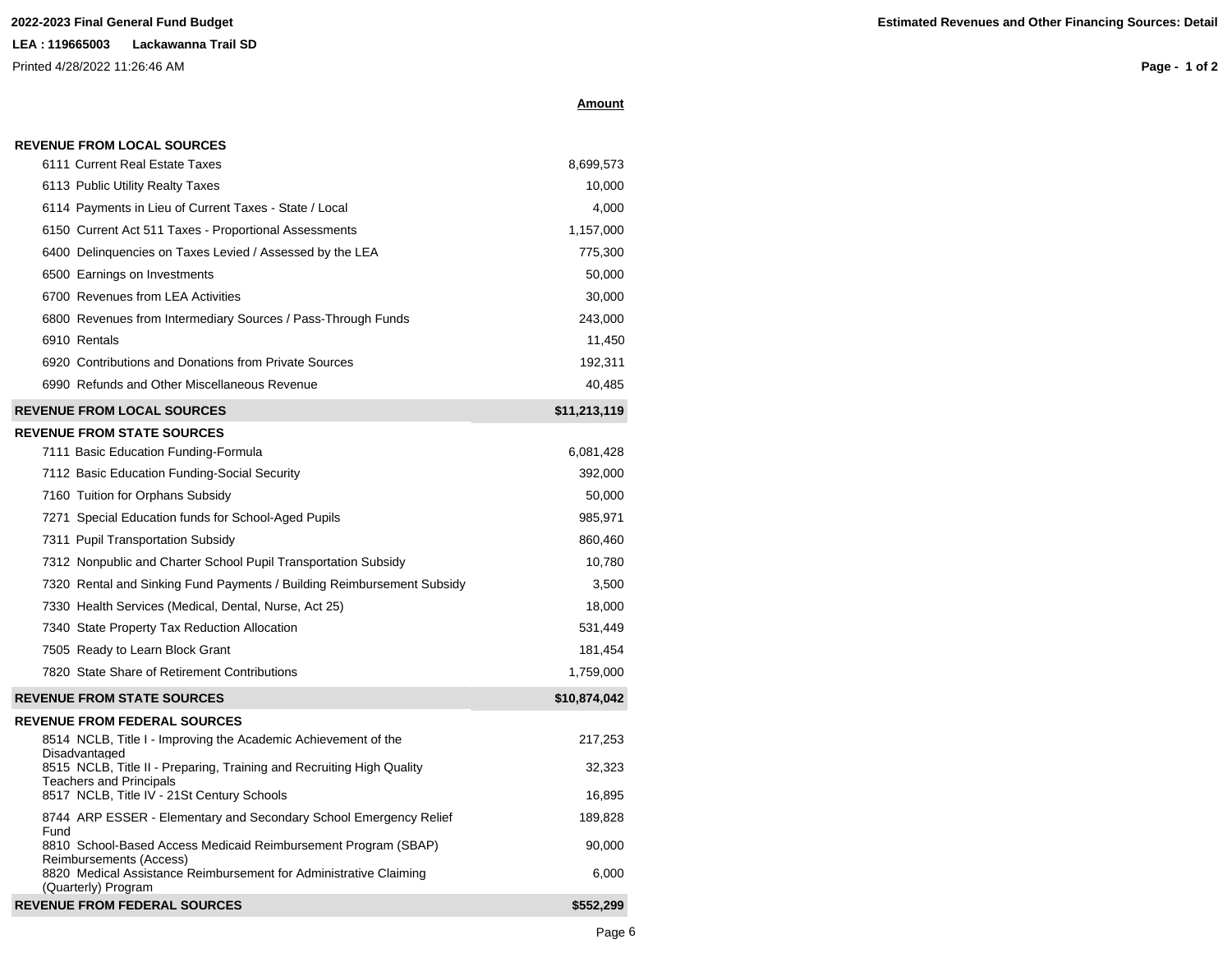**2022-2023 Final General Fund Budget**

**Estimated Revenues and Other Financing Sources: Detail**

**LEA : 119665003 Lackawanna Trail SD**

Printed 4/28/2022 11:26:46 AM

| | **Amount** |
|---|---|
| **REVENUE FROM LOCAL SOURCES** | |
| 6111 Current Real Estate Taxes | 8,699,573 |
| 6113 Public Utility Realty Taxes | 10,000 |
| 6114 Payments in Lieu of Current Taxes - State / Local | 4,000 |
| 6150 Current Act 511 Taxes - Proportional Assessments | 1,157,000 |
| 6400 Delinquencies on Taxes Levied / Assessed by the LEA | 775,300 |
| 6500 Earnings on Investments | 50,000 |
| 6700 Revenues from LEA Activities | 30,000 |
| 6800 Revenues from Intermediary Sources / Pass-Through Funds | 243,000 |
| 6910 Rentals | 11,450 |
| 6920 Contributions and Donations from Private Sources | 192,311 |
| 6990 Refunds and Other Miscellaneous Revenue | 40,485 |
| **REVENUE FROM LOCAL SOURCES** | **$11,213,119** |
| **REVENUE FROM STATE SOURCES** | |
| 7111 Basic Education Funding-Formula | 6,081,428 |
| 7112 Basic Education Funding-Social Security | 392,000 |
| 7160 Tuition for Orphans Subsidy | 50,000 |
| 7271 Special Education funds for School-Aged Pupils | 985,971 |
| 7311 Pupil Transportation Subsidy | 860,460 |
| 7312 Nonpublic and Charter School Pupil Transportation Subsidy | 10,780 |
| 7320 Rental and Sinking Fund Payments / Building Reimbursement Subsidy | 3,500 |
| 7330 Health Services (Medical, Dental, Nurse, Act 25) | 18,000 |
| 7340 State Property Tax Reduction Allocation | 531,449 |
| 7505 Ready to Learn Block Grant | 181,454 |
| 7820 State Share of Retirement Contributions | 1,759,000 |
| **REVENUE FROM STATE SOURCES** | **$10,874,042** |
| **REVENUE FROM FEDERAL SOURCES** | |
| 8514 NCLB, Title I - Improving the Academic Achievement of the Disadvantaged | 217,253 |
| 8515 NCLB, Title II - Preparing, Training and Recruiting High Quality Teachers and Principals | 32,323 |
| 8517 NCLB, Title IV - 21St Century Schools | 16,895 |
| 8744 ARP ESSER - Elementary and Secondary School Emergency Relief Fund | 189,828 |
| 8810 School-Based Access Medicaid Reimbursement Program (SBAP) Reimbursements (Access) | 90,000 |
| 8820 Medical Assistance Reimbursement for Administrative Claiming (Quarterly) Program | 6,000 |
| **REVENUE FROM FEDERAL SOURCES** | **$552,299** |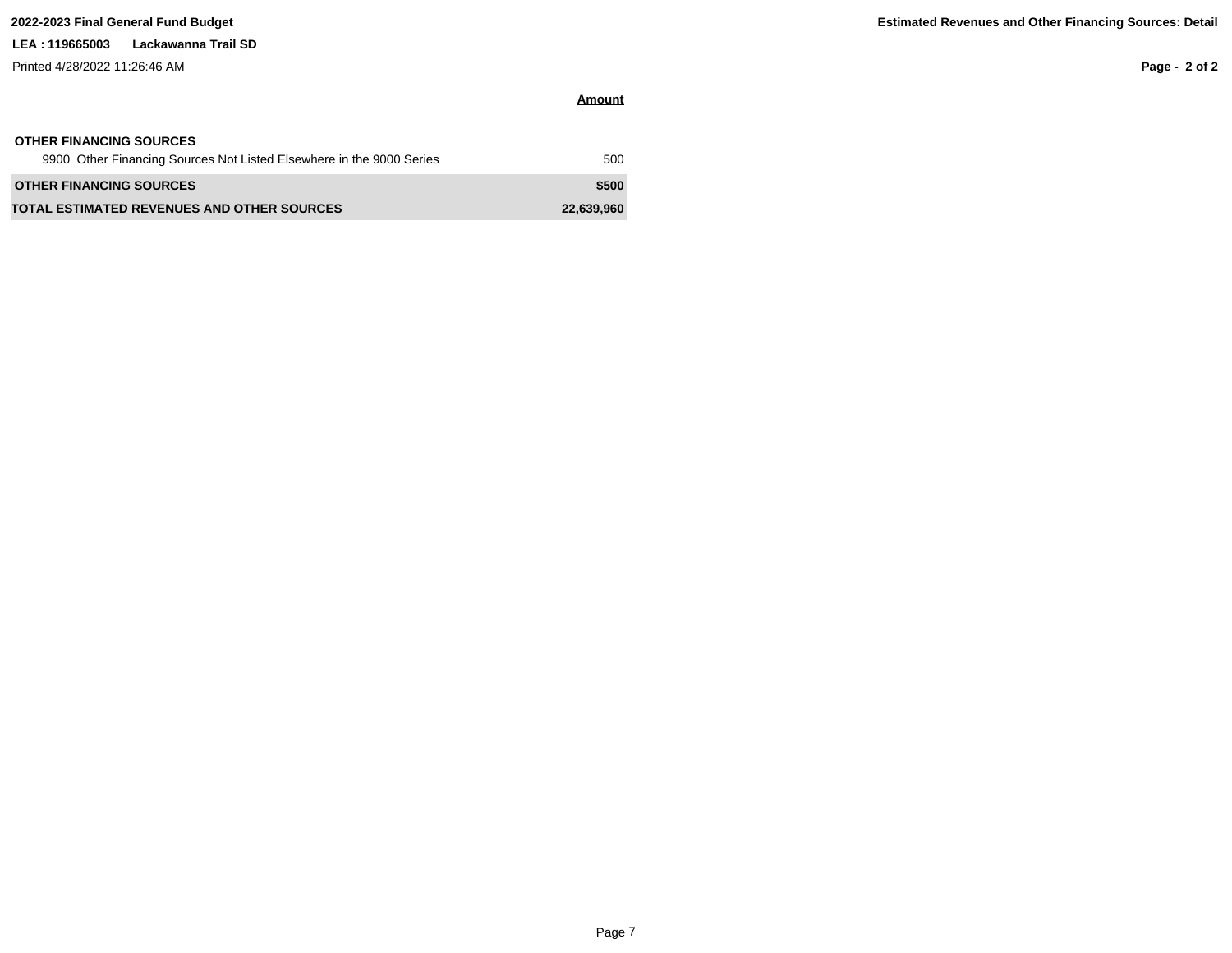**2022-2023 Final General Fund Budget**

**Estimated Revenues and Other Financing Sources: Detail**

**LEA : 119665003 Lackawanna Trail SD**

Printed 4/28/2022 11:26:46 AM

| | Amount |
|---|---|
| **OTHER FINANCING SOURCES** | |
| 9900 Other Financing Sources Not Listed Elsewhere in the 9000 Series | 500 |
| **OTHER FINANCING SOURCES** | **$500** |
| **TOTAL ESTIMATED REVENUES AND OTHER SOURCES** | **22,639,960** |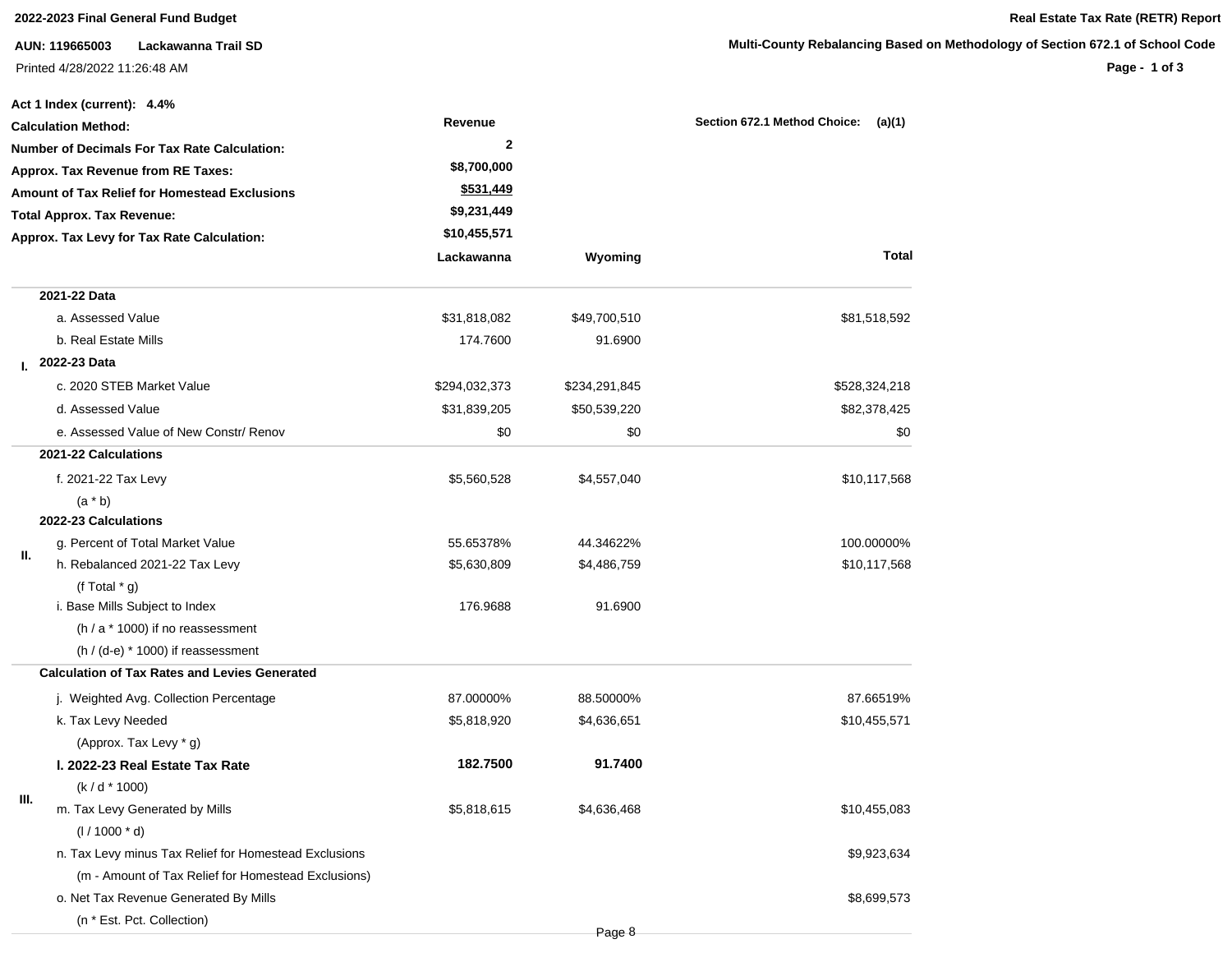**2022-2023 Final General Fund Budget**

**Real Estate Tax Rate (RETR) Report**

**AUN: 119665003 Lackawanna Trail SD**

**Multi-County Rebalancing Based on Methodology of Section 672.1 of School Code**

Printed 4/28/2022 11:26:48 AM

**Act 1 Index (current): 4.4%**

| | | |
|---|---|---|
| **Calculation Method:** | **Revenue** | **Section 672.1 Method Choice: (a)(1)** |
| **Number of Decimals For Tax Rate Calculation:** | **2** | |
| **Approx. Tax Revenue from RE Taxes:** | **$8,700,000** | |
| **Amount of Tax Relief for Homestead Exclusions** | **$531,449** | |
| **Total Approx. Tax Revenue:** | **$9,231,449** | |
| **Approx. Tax Levy for Tax Rate Calculation:** | **$10,455,571** | |

| | | Lackawanna | Wyoming | Total |
|---|---|---|---|---|
| I. | **2021-22 Data** | | | |
| | a. Assessed Value | $31,818,082 | $49,700,510 | $81,518,592 |
| | b. Real Estate Mills | 174.7600 | 91.6900 | |
| | **2022-23 Data** | | | |
| | c. 2020 STEB Market Value | $294,032,373 | $234,291,845 | $528,324,218 |
| | d. Assessed Value | $31,839,205 | $50,539,220 | $82,378,425 |
| | e. Assessed Value of New Constr/ Renov | $0 | $0 | $0 |
| II. | **2021-22 Calculations** | | | |
| | f. 2021-22 Tax Levy (a * b) | $5,560,528 | $4,557,040 | $10,117,568 |
| | **2022-23 Calculations** | | | |
| | g. Percent of Total Market Value | 55.65378% | 44.34622% | 100.00000% |
| | h. Rebalanced 2021-22 Tax Levy (f Total * g) | $5,630,809 | $4,486,759 | $10,117,568 |
| | i. Base Mills Subject to Index (h / a * 1000) if no reassessment (h / (d-e) * 1000) if reassessment | 176.9688 | 91.6900 | |
| III. | **Calculation of Tax Rates and Levies Generated** | | | |
| | j. Weighted Avg. Collection Percentage | 87.00000% | 88.50000% | 87.66519% |
| | k. Tax Levy Needed (Approx. Tax Levy * g) | $5,818,920 | $4,636,651 | $10,455,571 |
| | **l. 2022-23 Real Estate Tax Rate** (k / d * 1000) | **182.7500** | **91.7400** | |
| | m. Tax Levy Generated by Mills (l / 1000 * d) | $5,818,615 | $4,636,468 | $10,455,083 |
| | n. Tax Levy minus Tax Relief for Homestead Exclusions (m - Amount of Tax Relief for Homestead Exclusions) | | | $9,923,634 |
| | o. Net Tax Revenue Generated By Mills (n * Est. Pct. Collection) | | | $8,699,573 |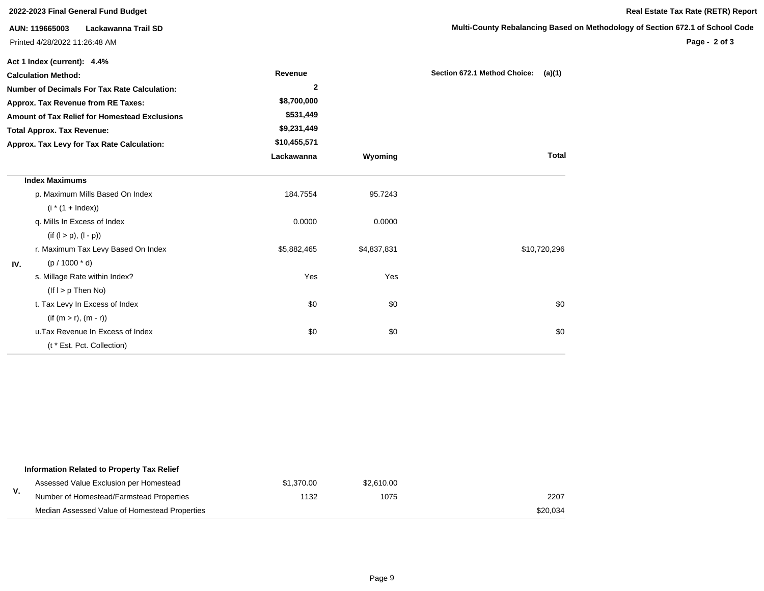**2022-2023 Final General Fund Budget**

**Real Estate Tax Rate (RETR) Report**

**AUN: 119665003 Lackawanna Trail SD**

**Multi-County Rebalancing Based on Methodology of Section 672.1 of School Code**

Printed 4/28/2022 11:26:48 AM

**Act 1 Index (current): 4.4%**

| | | | |
|---|---|---|---|
| **Calculation Method:** | **Revenue** | **Section 672.1 Method Choice:** | **(a)(1)** |
| **Number of Decimals For Tax Rate Calculation:** | **2** | | |
| **Approx. Tax Revenue from RE Taxes:** | **$8,700,000** | | |
| **Amount of Tax Relief for Homestead Exclusions** | **$531,449** | | |
| **Total Approx. Tax Revenue:** | **$9,231,449** | | |
| **Approx. Tax Levy for Tax Rate Calculation:** | **$10,455,571** | | |

| | | Lackawanna | Wyoming | Total |
|---|---|---|---|---|
| IV. | **Index Maximums** | | | |
| | p. Maximum Mills Based On Index (i * (1 + Index)) | 184.7554 | 95.7243 | |
| | q. Mills In Excess of Index (if (l > p), (l - p)) | 0.0000 | 0.0000 | |
| | r. Maximum Tax Levy Based On Index (p / 1000 * d) | $5,882,465 | $4,837,831 | $10,720,296 |
| | s. Millage Rate within Index? (If l > p Then No) | Yes | Yes | |
| | t. Tax Levy In Excess of Index (if (m > r), (m - r)) | $0 | $0 | $0 |
| | u.Tax Revenue In Excess of Index (t * Est. Pct. Collection) | $0 | $0 | $0 |

| | | Lackawanna | Wyoming | Total |
|---|---|---|---|---|
| V. | **Information Related to Property Tax Relief** | | | |
| | Assessed Value Exclusion per Homestead | $1,370.00 | $2,610.00 | |
| | Number of Homestead/Farmstead Properties | 1132 | 1075 | 2207 |
| | Median Assessed Value of Homestead Properties | | | $20,034 |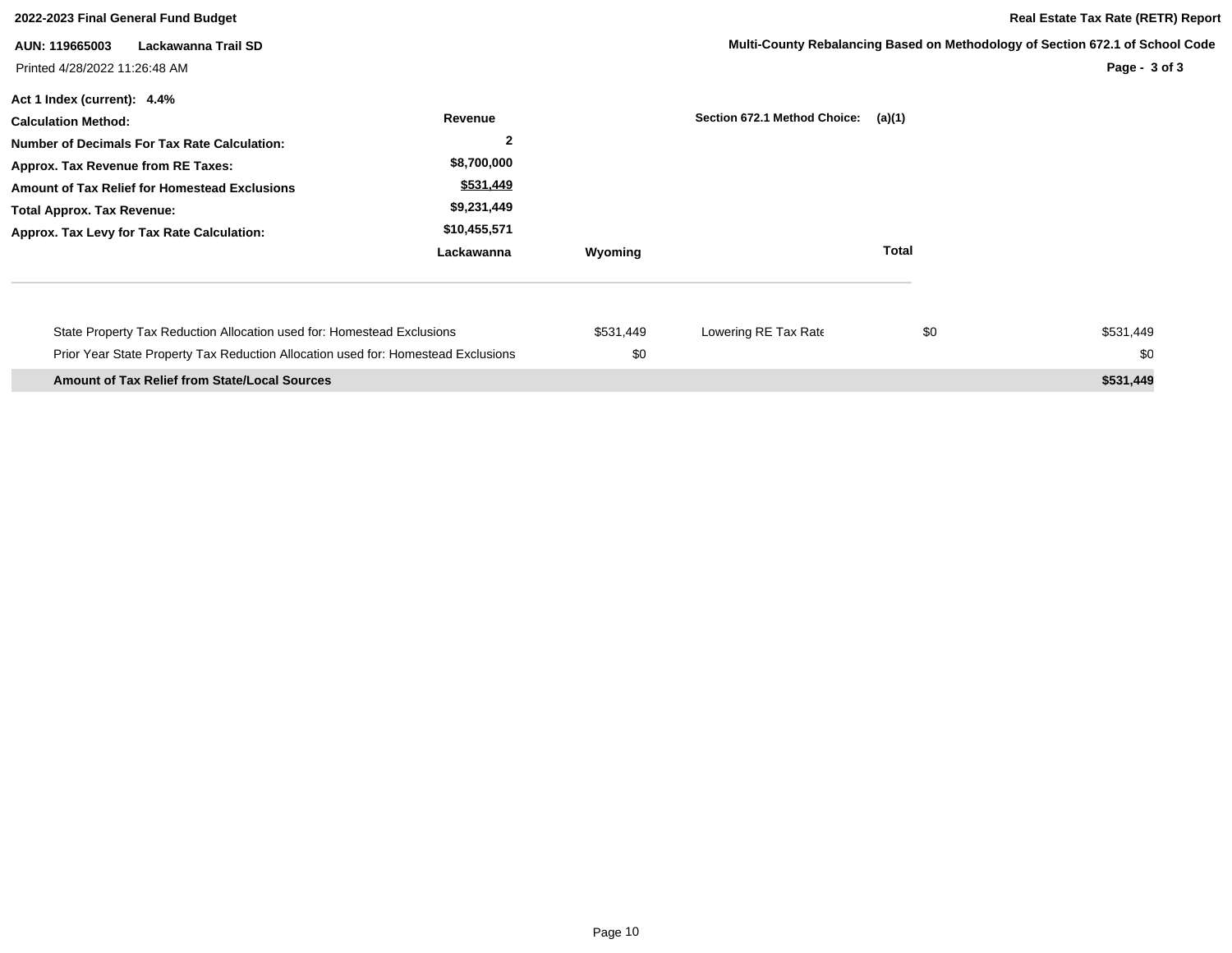**2022-2023 Final General Fund Budget**

**Real Estate Tax Rate (RETR) Report**

**AUN: 119665003 Lackawanna Trail SD**

**Multi-County Rebalancing Based on Methodology of Section 672.1 of School Code**

Printed 4/28/2022 11:26:48 AM

**Act 1 Index (current): 4.4%**

| | | |
|---|---|---|
| **Calculation Method:** | **Revenue** | **Section 672.1 Method Choice: (a)(1)** |
| **Number of Decimals For Tax Rate Calculation:** | **2** | |
| **Approx. Tax Revenue from RE Taxes:** | **$8,700,000** | |
| **Amount of Tax Relief for Homestead Exclusions** | **$531,449** | |
| **Total Approx. Tax Revenue:** | **$9,231,449** | |
| **Approx. Tax Levy for Tax Rate Calculation:** | **$10,455,571** | |

| | Lackawanna | Wyoming | Total |
|---|---|---|---|

| | | | | |
|---|---|---|---|---|
| State Property Tax Reduction Allocation used for: Homestead Exclusions | $531,449 | Lowering RE Tax Rate | $0 | $531,449 |
| Prior Year State Property Tax Reduction Allocation used for: Homestead Exclusions | $0 | | | $0 |
| **Amount of Tax Relief from State/Local Sources** | | | | **$531,449** |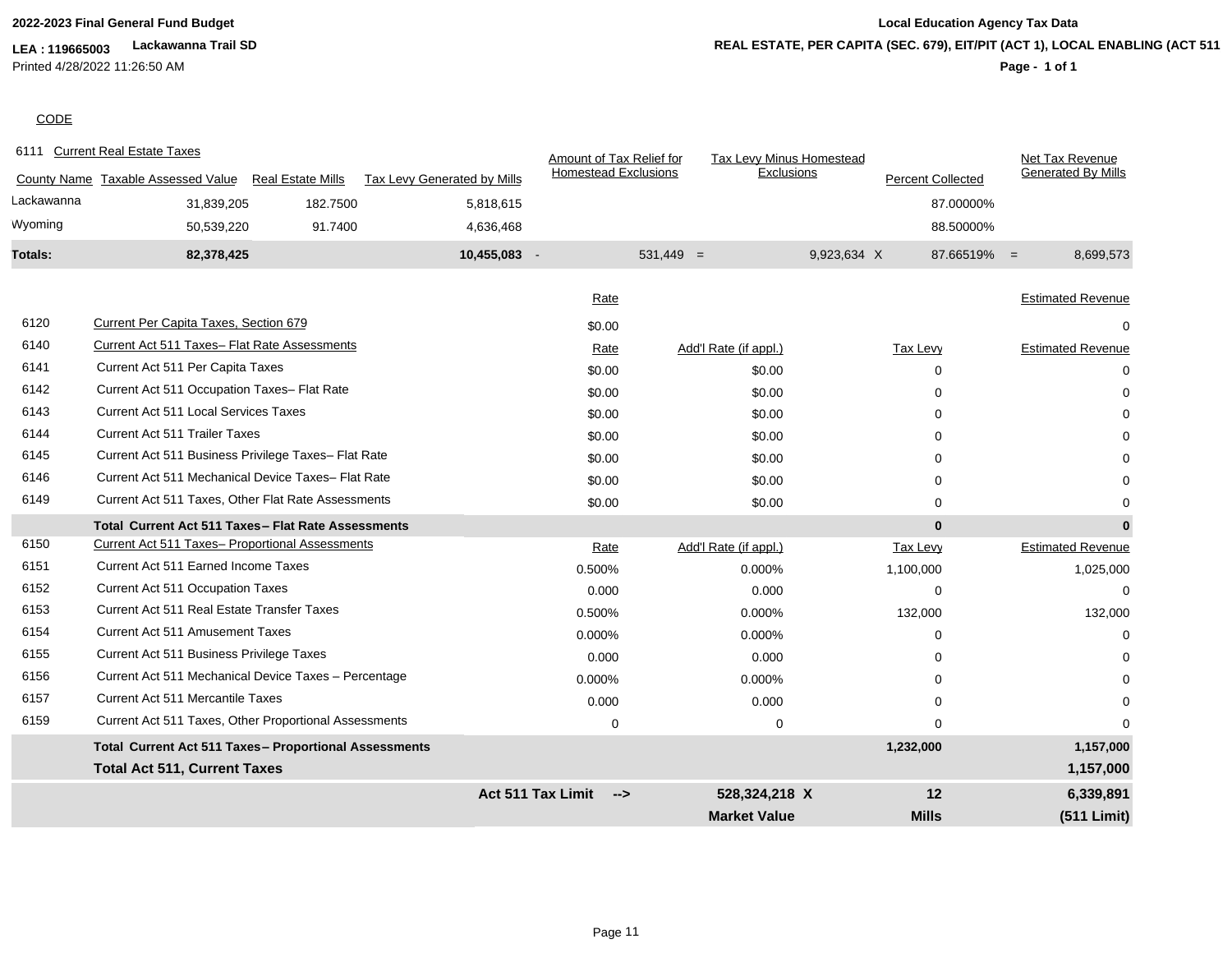**2022-2023 Final General Fund Budget**

**LEA : 119665003** **Lackawanna Trail SD**

Printed 4/28/2022 11:26:50 AM

**Local Education Agency Tax Data**

**REAL ESTATE, PER CAPITA (SEC. 679), EIT/PIT (ACT 1), LOCAL ENABLING (ACT 511**

CODE

6111 Current Real Estate Taxes

| County Name | Taxable Assessed Value | Real Estate Mills | Tax Levy Generated by Mills | | Amount of Tax Relief for Homestead Exclusions | | Tax Levy Minus Homestead Exclusions | | Percent Collected | | Net Tax Revenue Generated By Mills |
|---|---|---|---|---|---|---|---|---|---|---|---|
| Lackawanna | 31,839,205 | 182.7500 | 5,818,615 | | | | | | 87.00000% | | |
| Wyoming | 50,539,220 | 91.7400 | 4,636,468 | | | | | | 88.50000% | | |
| **Totals:** | **82,378,425** | | **10,455,083** | - | 531,449 | = | 9,923,634 | X | 87.66519% | = | 8,699,573 |

| CODE | | Rate | Add'l Rate (if appl.) | Tax Levy | Estimated Revenue |
|---|---|---|---|---|---|
| 6120 | Current Per Capita Taxes, Section 679 | $0.00 | | | 0 |
| 6140 | Current Act 511 Taxes– Flat Rate Assessments | Rate | Add'l Rate (if appl.) | Tax Levy | Estimated Revenue |
| 6141 | Current Act 511 Per Capita Taxes | $0.00 | $0.00 | 0 | 0 |
| 6142 | Current Act 511 Occupation Taxes– Flat Rate | $0.00 | $0.00 | 0 | 0 |
| 6143 | Current Act 511 Local Services Taxes | $0.00 | $0.00 | 0 | 0 |
| 6144 | Current Act 511 Trailer Taxes | $0.00 | $0.00 | 0 | 0 |
| 6145 | Current Act 511 Business Privilege Taxes– Flat Rate | $0.00 | $0.00 | 0 | 0 |
| 6146 | Current Act 511 Mechanical Device Taxes– Flat Rate | $0.00 | $0.00 | 0 | 0 |
| 6149 | Current Act 511 Taxes, Other Flat Rate Assessments | $0.00 | $0.00 | 0 | 0 |
| | **Total Current Act 511 Taxes– Flat Rate Assessments** | | | **0** | **0** |
| 6150 | Current Act 511 Taxes– Proportional Assessments | Rate | Add'l Rate (if appl.) | Tax Levy | Estimated Revenue |
| 6151 | Current Act 511 Earned Income Taxes | 0.500% | 0.000% | 1,100,000 | 1,025,000 |
| 6152 | Current Act 511 Occupation Taxes | 0.000 | 0.000 | 0 | 0 |
| 6153 | Current Act 511 Real Estate Transfer Taxes | 0.500% | 0.000% | 132,000 | 132,000 |
| 6154 | Current Act 511 Amusement Taxes | 0.000% | 0.000% | 0 | 0 |
| 6155 | Current Act 511 Business Privilege Taxes | 0.000 | 0.000 | 0 | 0 |
| 6156 | Current Act 511 Mechanical Device Taxes – Percentage | 0.000% | 0.000% | 0 | 0 |
| 6157 | Current Act 511 Mercantile Taxes | 0.000 | 0.000 | 0 | 0 |
| 6159 | Current Act 511 Taxes, Other Proportional Assessments | 0 | 0 | 0 | 0 |
| | **Total Current Act 511 Taxes– Proportional Assessments** | | | **1,232,000** | **1,157,000** |
| | **Total Act 511, Current Taxes** | | | | **1,157,000** |
| | | **Act 511 Tax Limit -->** | **528,324,218 X** | **12** | **6,339,891** |
| | | | **Market Value** | **Mills** | **(511 Limit)** |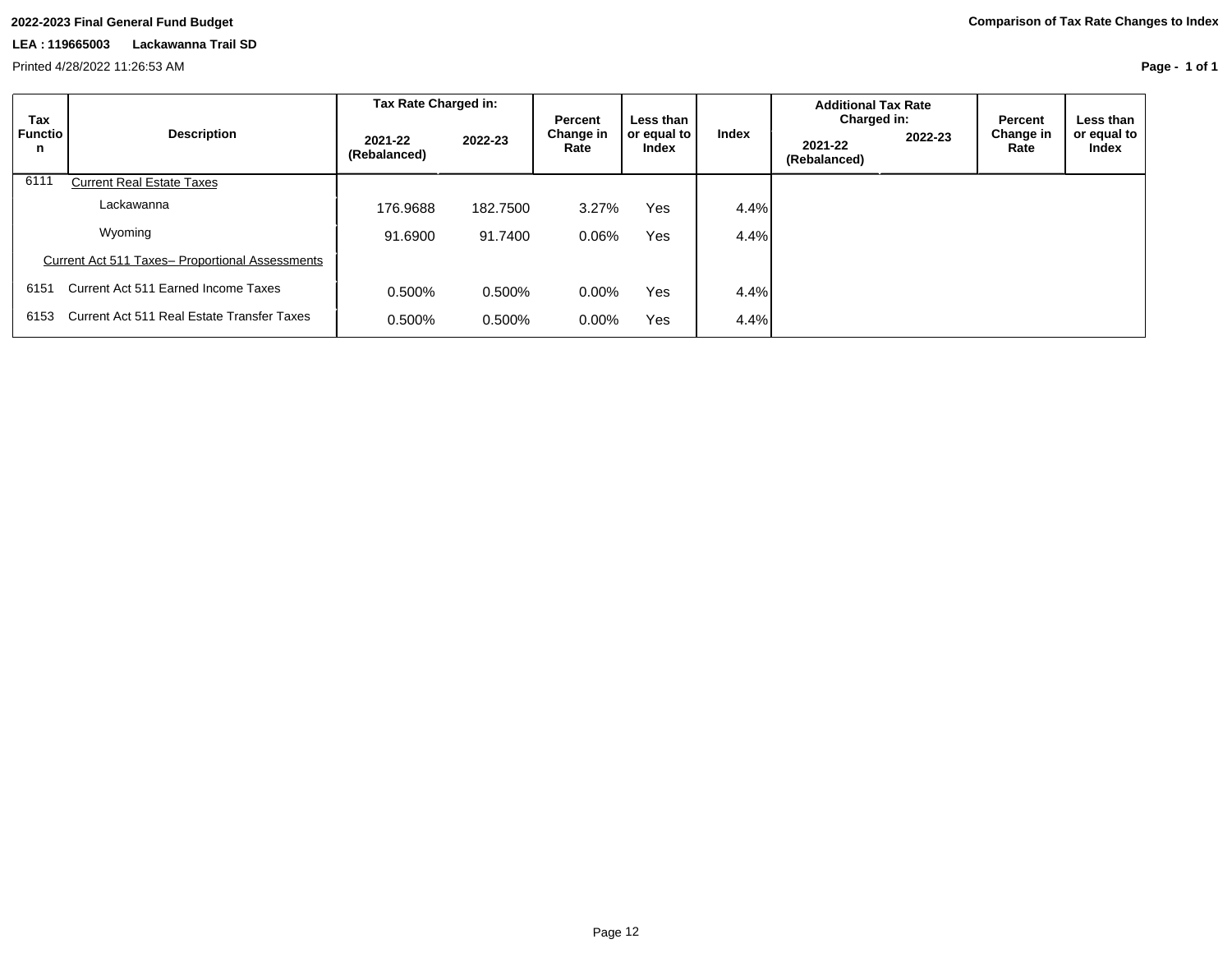**2022-2023 Final General Fund Budget**

**LEA : 119665003 Lackawanna Trail SD**

Printed 4/28/2022 11:26:53 AM

**Comparison of Tax Rate Changes to Index**

| Tax Function | Description | Tax Rate Charged in: 2021-22 (Rebalanced) | Tax Rate Charged in: 2022-23 | Percent Change in Rate | Less than or equal to Index | Index | Additional Tax Rate Charged in: 2021-22 (Rebalanced) | Additional Tax Rate Charged in: 2022-23 | Percent Change in Rate | Less than or equal to Index |
|---|---|---|---|---|---|---|---|---|---|---|
| 6111 | Current Real Estate Taxes | | | | | | | | | |
| | Lackawanna | 176.9688 | 182.7500 | 3.27% | Yes | 4.4% | | | | |
| | Wyoming | 91.6900 | 91.7400 | 0.06% | Yes | 4.4% | | | | |
| | Current Act 511 Taxes– Proportional Assessments | | | | | | | | | |
| 6151 | Current Act 511 Earned Income Taxes | 0.500% | 0.500% | 0.00% | Yes | 4.4% | | | | |
| 6153 | Current Act 511 Real Estate Transfer Taxes | 0.500% | 0.500% | 0.00% | Yes | 4.4% | | | | |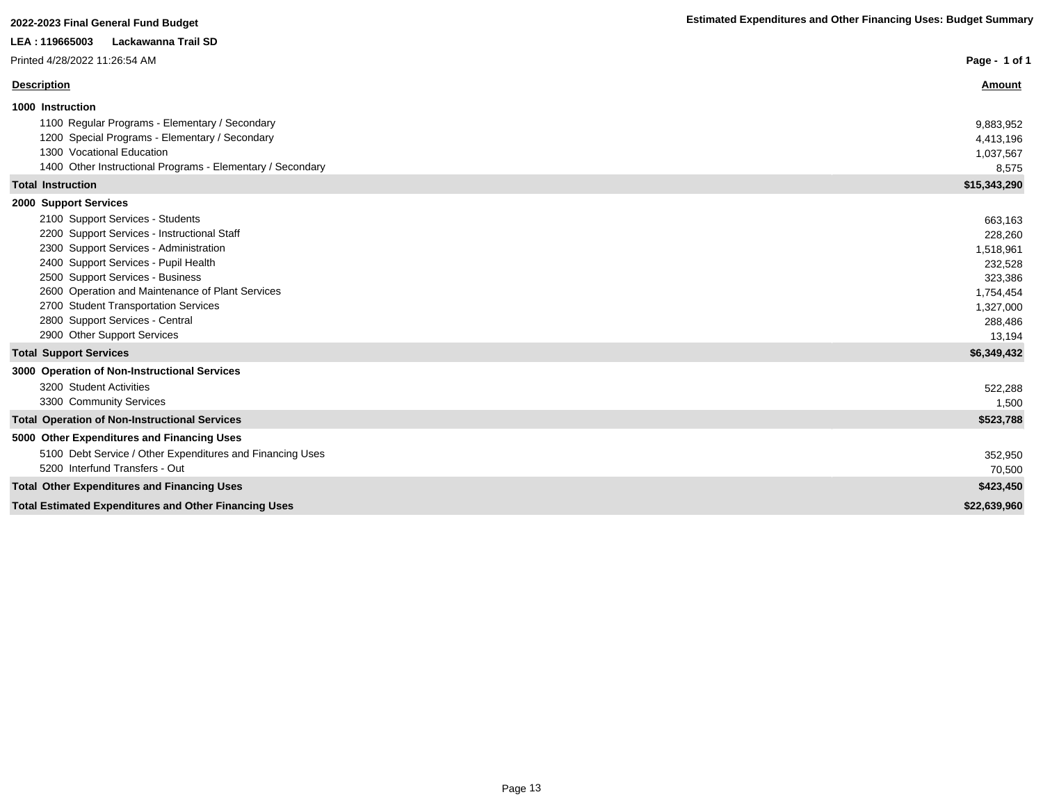**2022-2023 Final General Fund Budget**

**Estimated Expenditures and Other Financing Uses: Budget Summary**

**LEA : 119665003 Lackawanna Trail SD**

Printed 4/28/2022 11:26:54 AM

| Description | Amount |
|---|---|
| **1000 Instruction** | |
| 1100 Regular Programs - Elementary / Secondary | 9,883,952 |
| 1200 Special Programs - Elementary / Secondary | 4,413,196 |
| 1300 Vocational Education | 1,037,567 |
| 1400 Other Instructional Programs - Elementary / Secondary | 8,575 |
| **Total Instruction** | **$15,343,290** |
| **2000 Support Services** | |
| 2100 Support Services - Students | 663,163 |
| 2200 Support Services - Instructional Staff | 228,260 |
| 2300 Support Services - Administration | 1,518,961 |
| 2400 Support Services - Pupil Health | 232,528 |
| 2500 Support Services - Business | 323,386 |
| 2600 Operation and Maintenance of Plant Services | 1,754,454 |
| 2700 Student Transportation Services | 1,327,000 |
| 2800 Support Services - Central | 288,486 |
| 2900 Other Support Services | 13,194 |
| **Total Support Services** | **$6,349,432** |
| **3000 Operation of Non-Instructional Services** | |
| 3200 Student Activities | 522,288 |
| 3300 Community Services | 1,500 |
| **Total Operation of Non-Instructional Services** | **$523,788** |
| **5000 Other Expenditures and Financing Uses** | |
| 5100 Debt Service / Other Expenditures and Financing Uses | 352,950 |
| 5200 Interfund Transfers - Out | 70,500 |
| **Total Other Expenditures and Financing Uses** | **$423,450** |
| **Total Estimated Expenditures and Other Financing Uses** | **$22,639,960** |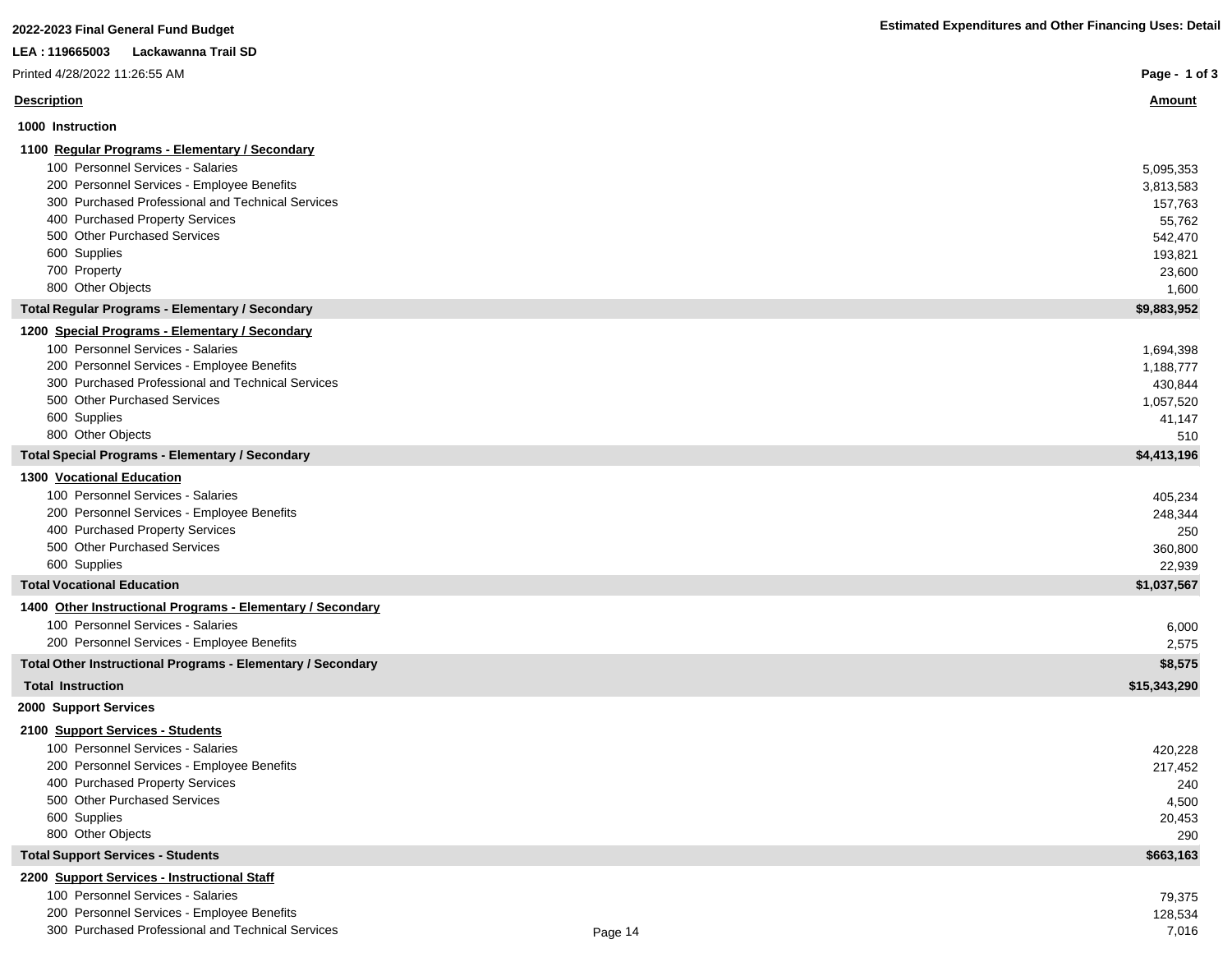**2022-2023 Final General Fund Budget**

**Estimated Expenditures and Other Financing Uses: Detail**

**LEA : 119665003 Lackawanna Trail SD**

Printed 4/28/2022 11:26:55 AM

| Description | Amount |
|---|---|
| **1000 Instruction** | |
| **1100 Regular Programs - Elementary / Secondary** | |
| 100 Personnel Services - Salaries | 5,095,353 |
| 200 Personnel Services - Employee Benefits | 3,813,583 |
| 300 Purchased Professional and Technical Services | 157,763 |
| 400 Purchased Property Services | 55,762 |
| 500 Other Purchased Services | 542,470 |
| 600 Supplies | 193,821 |
| 700 Property | 23,600 |
| 800 Other Objects | 1,600 |
| **Total Regular Programs - Elementary / Secondary** | **$9,883,952** |
| **1200 Special Programs - Elementary / Secondary** | |
| 100 Personnel Services - Salaries | 1,694,398 |
| 200 Personnel Services - Employee Benefits | 1,188,777 |
| 300 Purchased Professional and Technical Services | 430,844 |
| 500 Other Purchased Services | 1,057,520 |
| 600 Supplies | 41,147 |
| 800 Other Objects | 510 |
| **Total Special Programs - Elementary / Secondary** | **$4,413,196** |
| **1300 Vocational Education** | |
| 100 Personnel Services - Salaries | 405,234 |
| 200 Personnel Services - Employee Benefits | 248,344 |
| 400 Purchased Property Services | 250 |
| 500 Other Purchased Services | 360,800 |
| 600 Supplies | 22,939 |
| **Total Vocational Education** | **$1,037,567** |
| **1400 Other Instructional Programs - Elementary / Secondary** | |
| 100 Personnel Services - Salaries | 6,000 |
| 200 Personnel Services - Employee Benefits | 2,575 |
| **Total Other Instructional Programs - Elementary / Secondary** | **$8,575** |
| **Total Instruction** | **$15,343,290** |
| **2000 Support Services** | |
| **2100 Support Services - Students** | |
| 100 Personnel Services - Salaries | 420,228 |
| 200 Personnel Services - Employee Benefits | 217,452 |
| 400 Purchased Property Services | 240 |
| 500 Other Purchased Services | 4,500 |
| 600 Supplies | 20,453 |
| 800 Other Objects | 290 |
| **Total Support Services - Students** | **$663,163** |
| **2200 Support Services - Instructional Staff** | |
| 100 Personnel Services - Salaries | 79,375 |
| 200 Personnel Services - Employee Benefits | 128,534 |
| 300 Purchased Professional and Technical Services | 7,016 |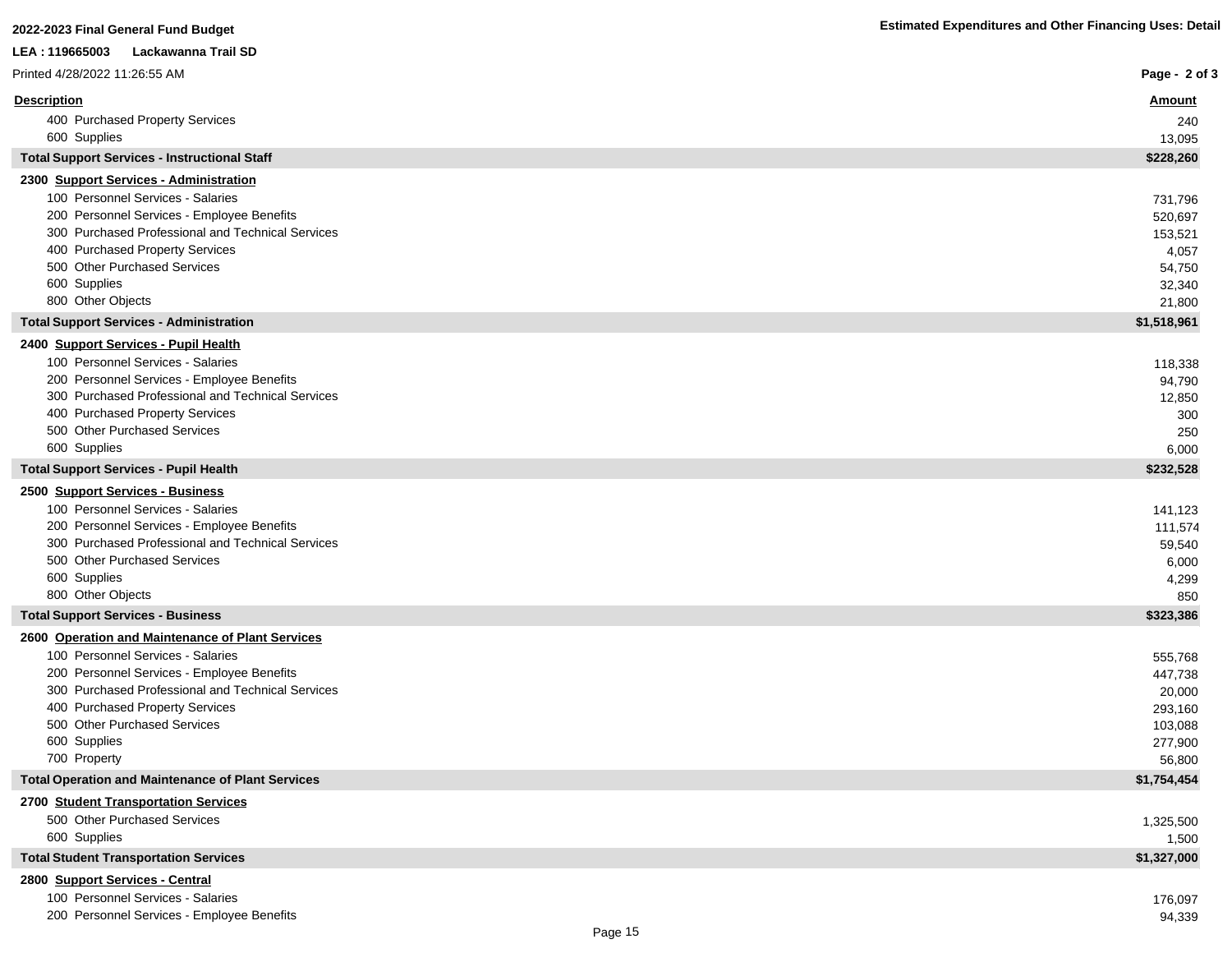2022-2023 Final General Fund Budget

**Estimated Expenditures and Other Financing Uses: Detail**

LEA : 119665003 Lackawanna Trail SD

Printed 4/28/2022 11:26:55 AM

| Description | Amount |
|---|---|
| 400 Purchased Property Services | 240 |
| 600 Supplies | 13,095 |
| **Total Support Services - Instructional Staff** | **$228,260** |
| **2300 Support Services - Administration** | |
| 100 Personnel Services - Salaries | 731,796 |
| 200 Personnel Services - Employee Benefits | 520,697 |
| 300 Purchased Professional and Technical Services | 153,521 |
| 400 Purchased Property Services | 4,057 |
| 500 Other Purchased Services | 54,750 |
| 600 Supplies | 32,340 |
| 800 Other Objects | 21,800 |
| **Total Support Services - Administration** | **$1,518,961** |
| **2400 Support Services - Pupil Health** | |
| 100 Personnel Services - Salaries | 118,338 |
| 200 Personnel Services - Employee Benefits | 94,790 |
| 300 Purchased Professional and Technical Services | 12,850 |
| 400 Purchased Property Services | 300 |
| 500 Other Purchased Services | 250 |
| 600 Supplies | 6,000 |
| **Total Support Services - Pupil Health** | **$232,528** |
| **2500 Support Services - Business** | |
| 100 Personnel Services - Salaries | 141,123 |
| 200 Personnel Services - Employee Benefits | 111,574 |
| 300 Purchased Professional and Technical Services | 59,540 |
| 500 Other Purchased Services | 6,000 |
| 600 Supplies | 4,299 |
| 800 Other Objects | 850 |
| **Total Support Services - Business** | **$323,386** |
| **2600 Operation and Maintenance of Plant Services** | |
| 100 Personnel Services - Salaries | 555,768 |
| 200 Personnel Services - Employee Benefits | 447,738 |
| 300 Purchased Professional and Technical Services | 20,000 |
| 400 Purchased Property Services | 293,160 |
| 500 Other Purchased Services | 103,088 |
| 600 Supplies | 277,900 |
| 700 Property | 56,800 |
| **Total Operation and Maintenance of Plant Services** | **$1,754,454** |
| **2700 Student Transportation Services** | |
| 500 Other Purchased Services | 1,325,500 |
| 600 Supplies | 1,500 |
| **Total Student Transportation Services** | **$1,327,000** |
| **2800 Support Services - Central** | |
| 100 Personnel Services - Salaries | 176,097 |
| 200 Personnel Services - Employee Benefits | 94,339 |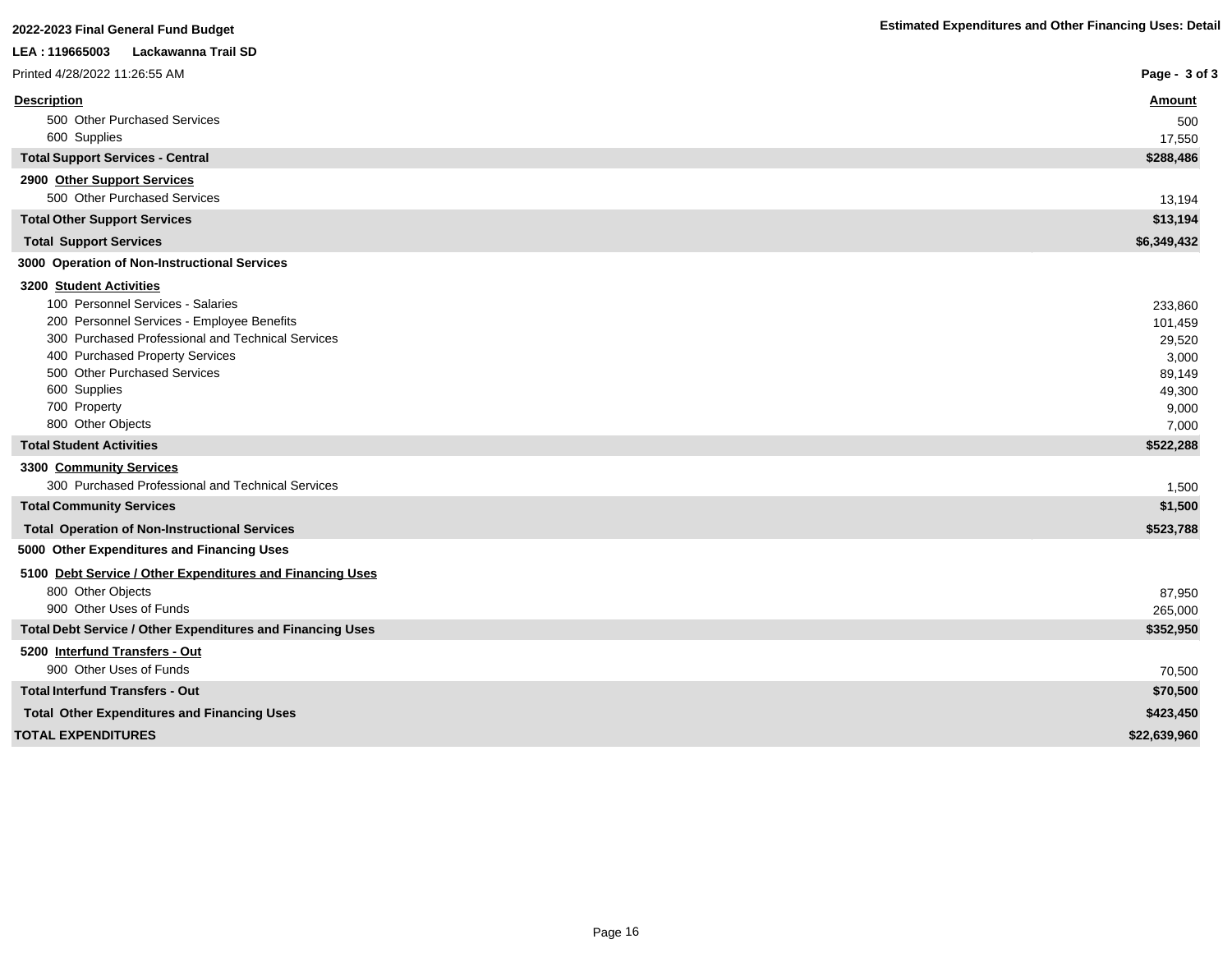**2022-2023 Final General Fund Budget**

**Estimated Expenditures and Other Financing Uses: Detail**

**LEA : 119665003 Lackawanna Trail SD**

Printed 4/28/2022 11:26:55 AM

| Description | Amount |
|---|---|
| 500 Other Purchased Services | 500 |
| 600 Supplies | 17,550 |
| **Total Support Services - Central** | **$288,486** |
| **2900 Other Support Services** | |
| 500 Other Purchased Services | 13,194 |
| **Total Other Support Services** | **$13,194** |
| **Total Support Services** | **$6,349,432** |
| **3000 Operation of Non-Instructional Services** | |
| **3200 Student Activities** | |
| 100 Personnel Services - Salaries | 233,860 |
| 200 Personnel Services - Employee Benefits | 101,459 |
| 300 Purchased Professional and Technical Services | 29,520 |
| 400 Purchased Property Services | 3,000 |
| 500 Other Purchased Services | 89,149 |
| 600 Supplies | 49,300 |
| 700 Property | 9,000 |
| 800 Other Objects | 7,000 |
| **Total Student Activities** | **$522,288** |
| **3300 Community Services** | |
| 300 Purchased Professional and Technical Services | 1,500 |
| **Total Community Services** | **$1,500** |
| **Total Operation of Non-Instructional Services** | **$523,788** |
| **5000 Other Expenditures and Financing Uses** | |
| **5100 Debt Service / Other Expenditures and Financing Uses** | |
| 800 Other Objects | 87,950 |
| 900 Other Uses of Funds | 265,000 |
| **Total Debt Service / Other Expenditures and Financing Uses** | **$352,950** |
| **5200 Interfund Transfers - Out** | |
| 900 Other Uses of Funds | 70,500 |
| **Total Interfund Transfers - Out** | **$70,500** |
| **Total Other Expenditures and Financing Uses** | **$423,450** |
| **TOTAL EXPENDITURES** | **$22,639,960** |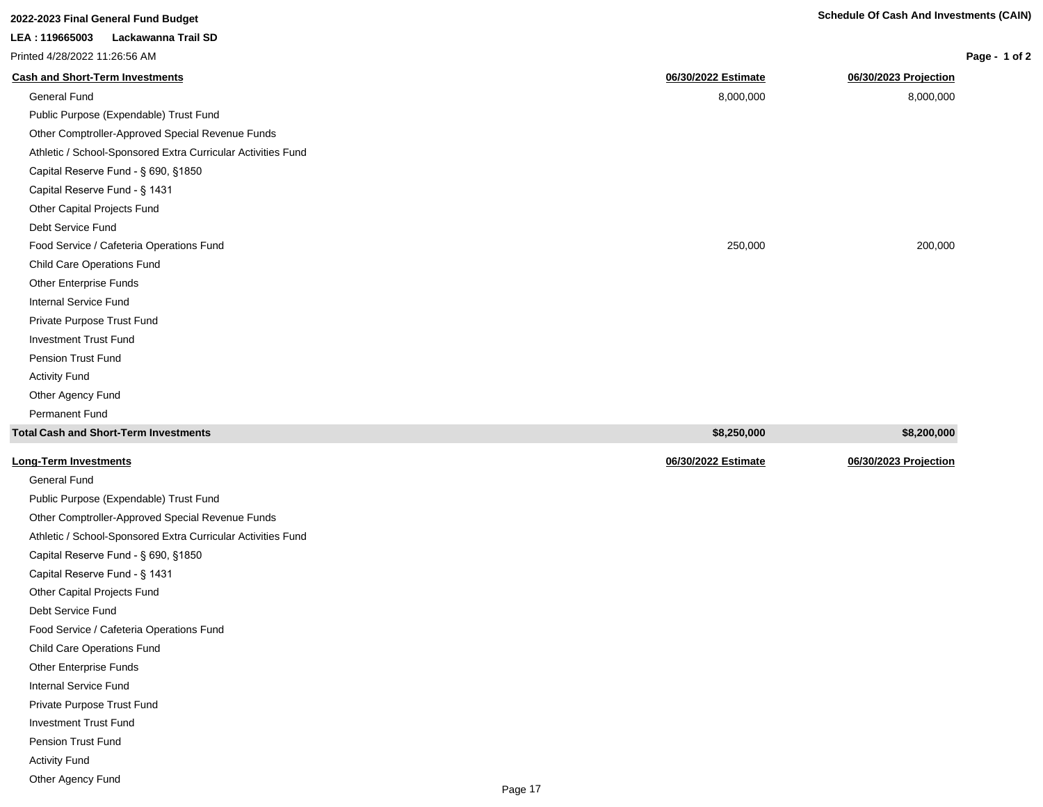**2022-2023 Final General Fund Budget**

**Schedule Of Cash And Investments (CAIN)**

**LEA : 119665003 Lackawanna Trail SD**

Printed 4/28/2022 11:26:56 AM

| Cash and Short-Term Investments | 06/30/2022 Estimate | 06/30/2023 Projection |
|---|---|---|
| General Fund | 8,000,000 | 8,000,000 |
| Public Purpose (Expendable) Trust Fund | | |
| Other Comptroller-Approved Special Revenue Funds | | |
| Athletic / School-Sponsored Extra Curricular Activities Fund | | |
| Capital Reserve Fund - § 690, §1850 | | |
| Capital Reserve Fund - § 1431 | | |
| Other Capital Projects Fund | | |
| Debt Service Fund | | |
| Food Service / Cafeteria Operations Fund | 250,000 | 200,000 |
| Child Care Operations Fund | | |
| Other Enterprise Funds | | |
| Internal Service Fund | | |
| Private Purpose Trust Fund | | |
| Investment Trust Fund | | |
| Pension Trust Fund | | |
| Activity Fund | | |
| Other Agency Fund | | |
| Permanent Fund | | |
| **Total Cash and Short-Term Investments** | **$8,250,000** | **$8,200,000** |

| Long-Term Investments | 06/30/2022 Estimate | 06/30/2023 Projection |
|---|---|---|
| General Fund | | |
| Public Purpose (Expendable) Trust Fund | | |
| Other Comptroller-Approved Special Revenue Funds | | |
| Athletic / School-Sponsored Extra Curricular Activities Fund | | |
| Capital Reserve Fund - § 690, §1850 | | |
| Capital Reserve Fund - § 1431 | | |
| Other Capital Projects Fund | | |
| Debt Service Fund | | |
| Food Service / Cafeteria Operations Fund | | |
| Child Care Operations Fund | | |
| Other Enterprise Funds | | |
| Internal Service Fund | | |
| Private Purpose Trust Fund | | |
| Investment Trust Fund | | |
| Pension Trust Fund | | |
| Activity Fund | | |
| Other Agency Fund | | |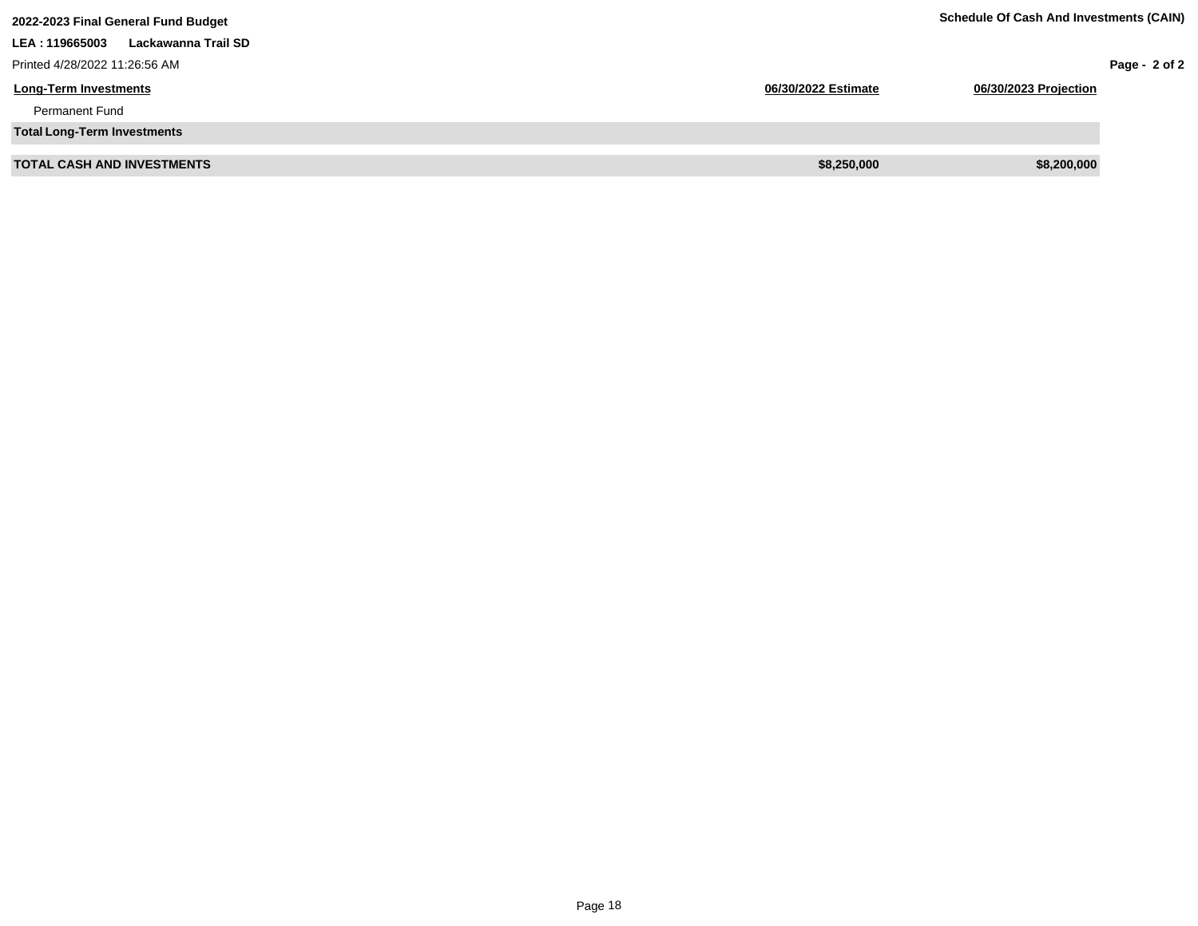**2022-2023 Final General Fund Budget**

**LEA : 119665003 Lackawanna Trail SD**

Printed 4/28/2022 11:26:56 AM

**Schedule Of Cash And Investments (CAIN)**

| **Long-Term Investments** | **06/30/2022 Estimate** | **06/30/2023 Projection** |
|---|---|---|
| Permanent Fund | | |
| **Total Long-Term Investments** | | |
| **TOTAL CASH AND INVESTMENTS** | **$8,250,000** | **$8,200,000** |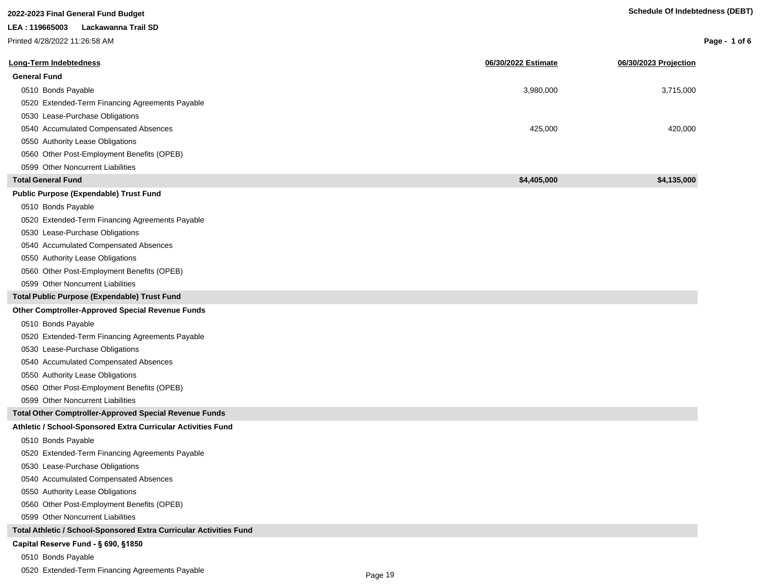**2022-2023 Final General Fund Budget**

**LEA : 119665003 Lackawanna Trail SD**

Printed 4/28/2022 11:26:58 AM

**Schedule Of Indebtedness (DEBT)**

| Long-Term Indebtedness | 06/30/2022 Estimate | 06/30/2023 Projection |
|---|---|---|
| **General Fund** | | |
| 0510 Bonds Payable | 3,980,000 | 3,715,000 |
| 0520 Extended-Term Financing Agreements Payable | | |
| 0530 Lease-Purchase Obligations | | |
| 0540 Accumulated Compensated Absences | 425,000 | 420,000 |
| 0550 Authority Lease Obligations | | |
| 0560 Other Post-Employment Benefits (OPEB) | | |
| 0599 Other Noncurrent Liabilities | | |
| **Total General Fund** | **$4,405,000** | **$4,135,000** |
| **Public Purpose (Expendable) Trust Fund** | | |
| 0510 Bonds Payable | | |
| 0520 Extended-Term Financing Agreements Payable | | |
| 0530 Lease-Purchase Obligations | | |
| 0540 Accumulated Compensated Absences | | |
| 0550 Authority Lease Obligations | | |
| 0560 Other Post-Employment Benefits (OPEB) | | |
| 0599 Other Noncurrent Liabilities | | |
| **Total Public Purpose (Expendable) Trust Fund** | | |
| **Other Comptroller-Approved Special Revenue Funds** | | |
| 0510 Bonds Payable | | |
| 0520 Extended-Term Financing Agreements Payable | | |
| 0530 Lease-Purchase Obligations | | |
| 0540 Accumulated Compensated Absences | | |
| 0550 Authority Lease Obligations | | |
| 0560 Other Post-Employment Benefits (OPEB) | | |
| 0599 Other Noncurrent Liabilities | | |
| **Total Other Comptroller-Approved Special Revenue Funds** | | |
| **Athletic / School-Sponsored Extra Curricular Activities Fund** | | |
| 0510 Bonds Payable | | |
| 0520 Extended-Term Financing Agreements Payable | | |
| 0530 Lease-Purchase Obligations | | |
| 0540 Accumulated Compensated Absences | | |
| 0550 Authority Lease Obligations | | |
| 0560 Other Post-Employment Benefits (OPEB) | | |
| 0599 Other Noncurrent Liabilities | | |
| **Total Athletic / School-Sponsored Extra Curricular Activities Fund** | | |
| **Capital Reserve Fund - § 690, §1850** | | |
| 0510 Bonds Payable | | |
| 0520 Extended-Term Financing Agreements Payable | | |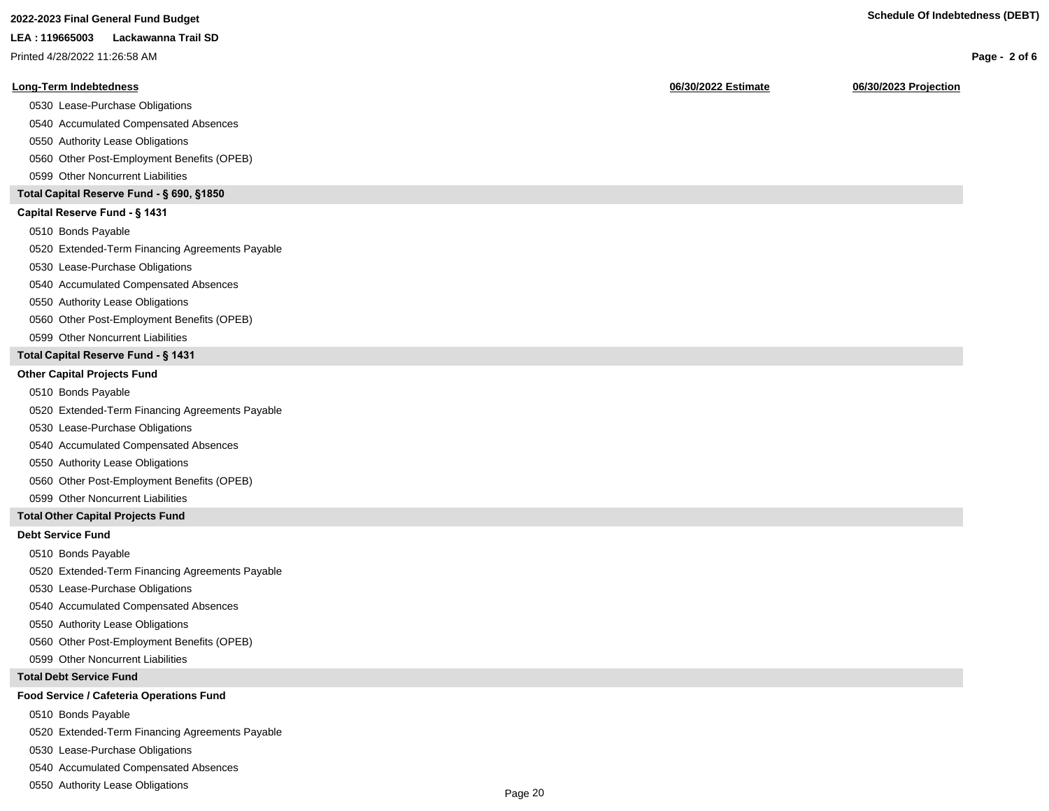| Long-Term Indebtedness | 06/30/2022 Estimate | 06/30/2023 Projection |
|---|---|---|
| 0530 Lease-Purchase Obligations | | |
| 0540 Accumulated Compensated Absences | | |
| 0550 Authority Lease Obligations | | |
| 0560 Other Post-Employment Benefits (OPEB) | | |
| 0599 Other Noncurrent Liabilities | | |
| **Total Capital Reserve Fund - § 690, §1850** | | |
| **Capital Reserve Fund - § 1431** | | |
| 0510 Bonds Payable | | |
| 0520 Extended-Term Financing Agreements Payable | | |
| 0530 Lease-Purchase Obligations | | |
| 0540 Accumulated Compensated Absences | | |
| 0550 Authority Lease Obligations | | |
| 0560 Other Post-Employment Benefits (OPEB) | | |
| 0599 Other Noncurrent Liabilities | | |
| **Total Capital Reserve Fund - § 1431** | | |
| **Other Capital Projects Fund** | | |
| 0510 Bonds Payable | | |
| 0520 Extended-Term Financing Agreements Payable | | |
| 0530 Lease-Purchase Obligations | | |
| 0540 Accumulated Compensated Absences | | |
| 0550 Authority Lease Obligations | | |
| 0560 Other Post-Employment Benefits (OPEB) | | |
| 0599 Other Noncurrent Liabilities | | |
| **Total Other Capital Projects Fund** | | |
| **Debt Service Fund** | | |
| 0510 Bonds Payable | | |
| 0520 Extended-Term Financing Agreements Payable | | |
| 0530 Lease-Purchase Obligations | | |
| 0540 Accumulated Compensated Absences | | |
| 0550 Authority Lease Obligations | | |
| 0560 Other Post-Employment Benefits (OPEB) | | |
| 0599 Other Noncurrent Liabilities | | |
| **Total Debt Service Fund** | | |
| **Food Service / Cafeteria Operations Fund** | | |
| 0510 Bonds Payable | | |
| 0520 Extended-Term Financing Agreements Payable | | |
| 0530 Lease-Purchase Obligations | | |
| 0540 Accumulated Compensated Absences | | |
| 0550 Authority Lease Obligations | | |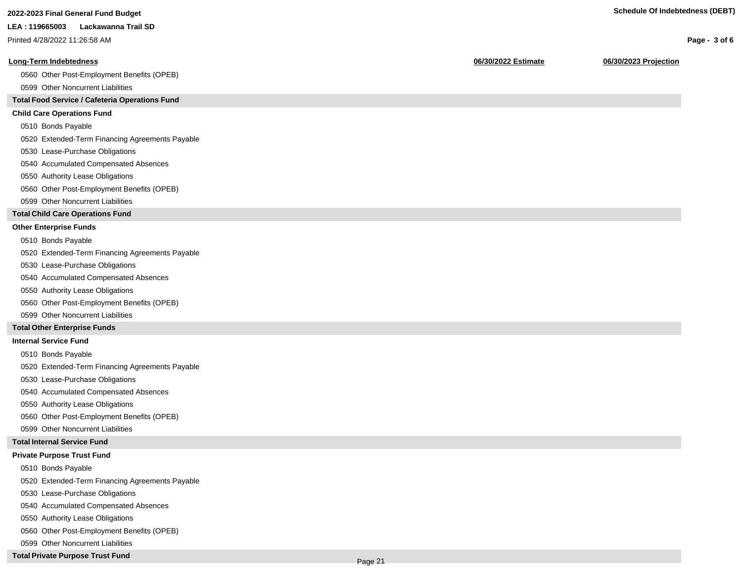| Long-Term Indebtedness | 06/30/2022 Estimate | 06/30/2023 Projection |
|---|---|---|
| 0560 Other Post-Employment Benefits (OPEB) | | |
| 0599 Other Noncurrent Liabilities | | |
| **Total Food Service / Cafeteria Operations Fund** | | |
| **Child Care Operations Fund** | | |
| 0510 Bonds Payable | | |
| 0520 Extended-Term Financing Agreements Payable | | |
| 0530 Lease-Purchase Obligations | | |
| 0540 Accumulated Compensated Absences | | |
| 0550 Authority Lease Obligations | | |
| 0560 Other Post-Employment Benefits (OPEB) | | |
| 0599 Other Noncurrent Liabilities | | |
| **Total Child Care Operations Fund** | | |
| **Other Enterprise Funds** | | |
| 0510 Bonds Payable | | |
| 0520 Extended-Term Financing Agreements Payable | | |
| 0530 Lease-Purchase Obligations | | |
| 0540 Accumulated Compensated Absences | | |
| 0550 Authority Lease Obligations | | |
| 0560 Other Post-Employment Benefits (OPEB) | | |
| 0599 Other Noncurrent Liabilities | | |
| **Total Other Enterprise Funds** | | |
| **Internal Service Fund** | | |
| 0510 Bonds Payable | | |
| 0520 Extended-Term Financing Agreements Payable | | |
| 0530 Lease-Purchase Obligations | | |
| 0540 Accumulated Compensated Absences | | |
| 0550 Authority Lease Obligations | | |
| 0560 Other Post-Employment Benefits (OPEB) | | |
| 0599 Other Noncurrent Liabilities | | |
| **Total Internal Service Fund** | | |
| **Private Purpose Trust Fund** | | |
| 0510 Bonds Payable | | |
| 0520 Extended-Term Financing Agreements Payable | | |
| 0530 Lease-Purchase Obligations | | |
| 0540 Accumulated Compensated Absences | | |
| 0550 Authority Lease Obligations | | |
| 0560 Other Post-Employment Benefits (OPEB) | | |
| 0599 Other Noncurrent Liabilities | | |
| **Total Private Purpose Trust Fund** | | |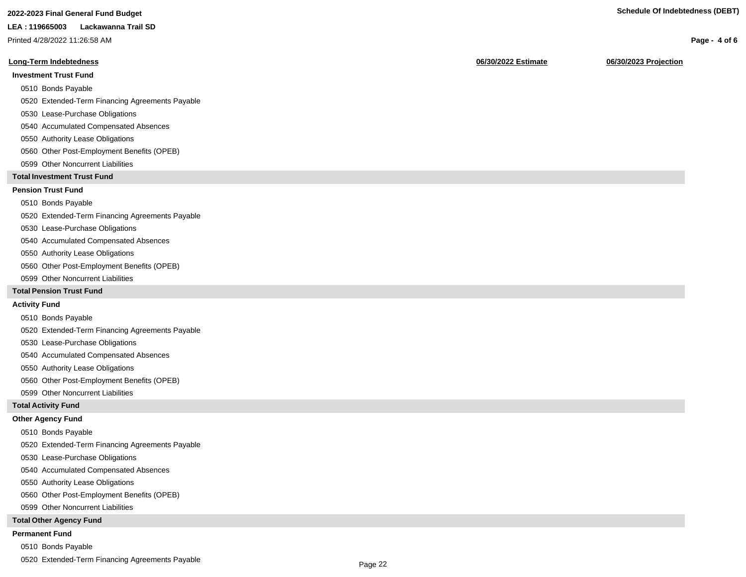**2022-2023 Final General Fund Budget**

**LEA : 119665003 Lackawanna Trail SD**

Printed 4/28/2022 11:26:58 AM

**Schedule Of Indebtedness (DEBT)**

| Long-Term Indebtedness | 06/30/2022 Estimate | 06/30/2023 Projection |
|---|---|---|
| **Investment Trust Fund** | | |
| 0510 Bonds Payable | | |
| 0520 Extended-Term Financing Agreements Payable | | |
| 0530 Lease-Purchase Obligations | | |
| 0540 Accumulated Compensated Absences | | |
| 0550 Authority Lease Obligations | | |
| 0560 Other Post-Employment Benefits (OPEB) | | |
| 0599 Other Noncurrent Liabilities | | |
| **Total Investment Trust Fund** | | |
| **Pension Trust Fund** | | |
| 0510 Bonds Payable | | |
| 0520 Extended-Term Financing Agreements Payable | | |
| 0530 Lease-Purchase Obligations | | |
| 0540 Accumulated Compensated Absences | | |
| 0550 Authority Lease Obligations | | |
| 0560 Other Post-Employment Benefits (OPEB) | | |
| 0599 Other Noncurrent Liabilities | | |
| **Total Pension Trust Fund** | | |
| **Activity Fund** | | |
| 0510 Bonds Payable | | |
| 0520 Extended-Term Financing Agreements Payable | | |
| 0530 Lease-Purchase Obligations | | |
| 0540 Accumulated Compensated Absences | | |
| 0550 Authority Lease Obligations | | |
| 0560 Other Post-Employment Benefits (OPEB) | | |
| 0599 Other Noncurrent Liabilities | | |
| **Total Activity Fund** | | |
| **Other Agency Fund** | | |
| 0510 Bonds Payable | | |
| 0520 Extended-Term Financing Agreements Payable | | |
| 0530 Lease-Purchase Obligations | | |
| 0540 Accumulated Compensated Absences | | |
| 0550 Authority Lease Obligations | | |
| 0560 Other Post-Employment Benefits (OPEB) | | |
| 0599 Other Noncurrent Liabilities | | |
| **Total Other Agency Fund** | | |
| **Permanent Fund** | | |
| 0510 Bonds Payable | | |
| 0520 Extended-Term Financing Agreements Payable | | |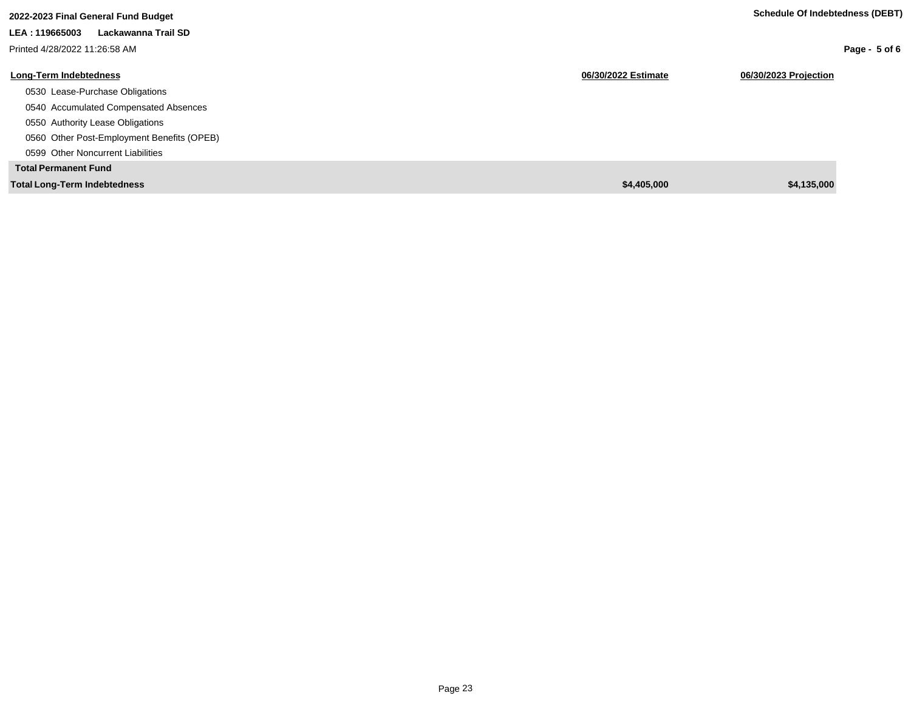**2022-2023 Final General Fund Budget**

**LEA : 119665003 Lackawanna Trail SD**

Printed 4/28/2022 11:26:58 AM

**Schedule Of Indebtedness (DEBT)**

| Long-Term Indebtedness | 06/30/2022 Estimate | 06/30/2023 Projection |
|---|---|---|
| 0530 Lease-Purchase Obligations | | |
| 0540 Accumulated Compensated Absences | | |
| 0550 Authority Lease Obligations | | |
| 0560 Other Post-Employment Benefits (OPEB) | | |
| 0599 Other Noncurrent Liabilities | | |
| **Total Permanent Fund** | | |
| **Total Long-Term Indebtedness** | **$4,405,000** | **$4,135,000** |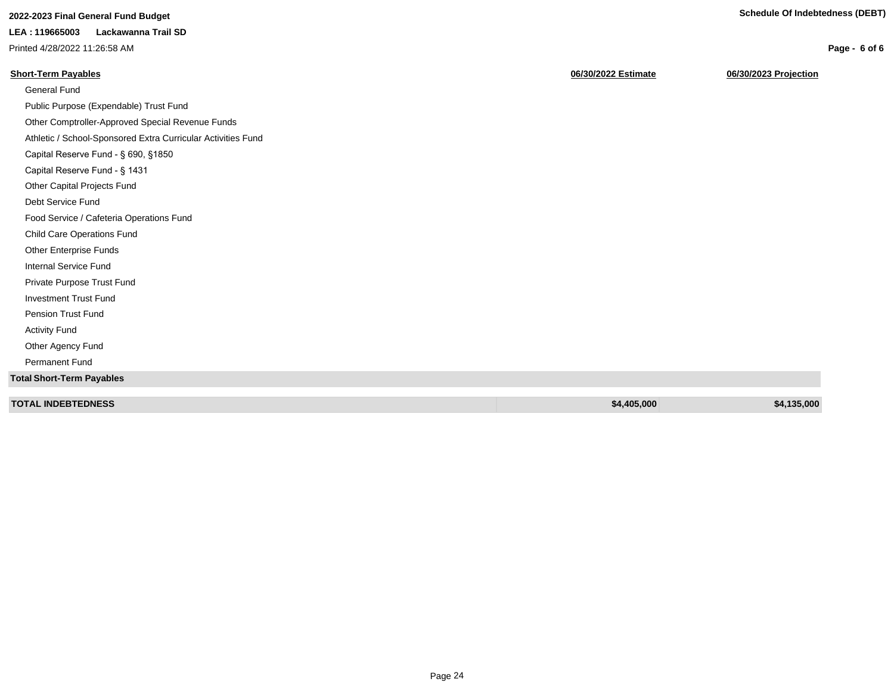**2022-2023 Final General Fund Budget**

**LEA : 119665003 Lackawanna Trail SD**

Printed 4/28/2022 11:26:58 AM

**Schedule Of Indebtedness (DEBT)**

| **Short-Term Payables** | **06/30/2022 Estimate** | **06/30/2023 Projection** |
|---|---|---|
| General Fund | | |
| Public Purpose (Expendable) Trust Fund | | |
| Other Comptroller-Approved Special Revenue Funds | | |
| Athletic / School-Sponsored Extra Curricular Activities Fund | | |
| Capital Reserve Fund - § 690, §1850 | | |
| Capital Reserve Fund - § 1431 | | |
| Other Capital Projects Fund | | |
| Debt Service Fund | | |
| Food Service / Cafeteria Operations Fund | | |
| Child Care Operations Fund | | |
| Other Enterprise Funds | | |
| Internal Service Fund | | |
| Private Purpose Trust Fund | | |
| Investment Trust Fund | | |
| Pension Trust Fund | | |
| Activity Fund | | |
| Other Agency Fund | | |
| Permanent Fund | | |
| **Total Short-Term Payables** | | |
| **TOTAL INDEBTEDNESS** | **$4,405,000** | **$4,135,000** |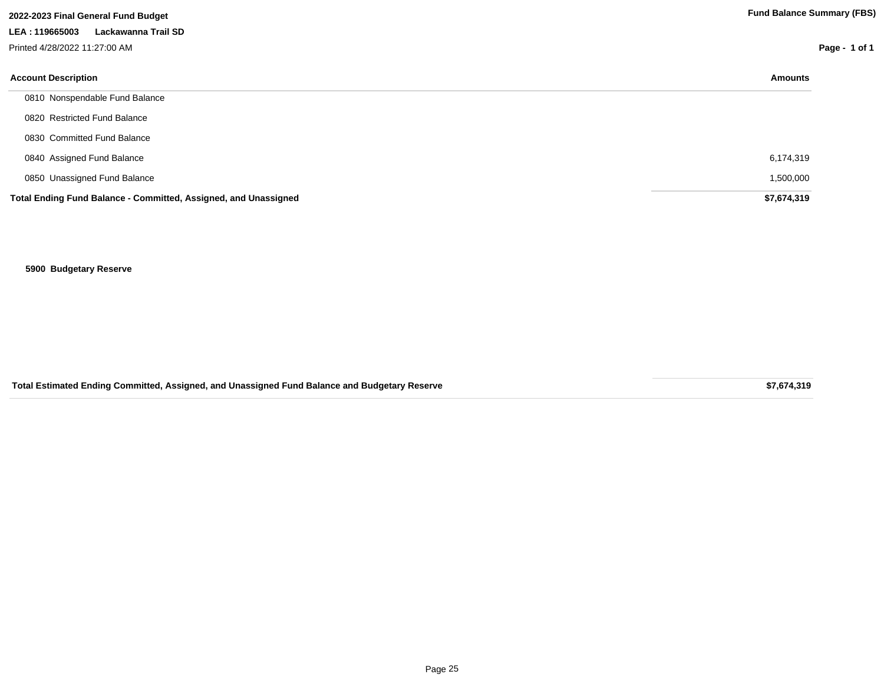**2022-2023 Final General Fund Budget**

**LEA : 119665003 Lackawanna Trail SD**

Printed 4/28/2022 11:27:00 AM

**Fund Balance Summary (FBS)**

| Account Description | Amounts |
|---|---|
| 0810 Nonspendable Fund Balance | |
| 0820 Restricted Fund Balance | |
| 0830 Committed Fund Balance | |
| 0840 Assigned Fund Balance | 6,174,319 |
| 0850 Unassigned Fund Balance | 1,500,000 |
| **Total Ending Fund Balance - Committed, Assigned, and Unassigned** | **$7,674,319** |
| **5900 Budgetary Reserve** | |
| **Total Estimated Ending Committed, Assigned, and Unassigned Fund Balance and Budgetary Reserve** | **$7,674,319** |